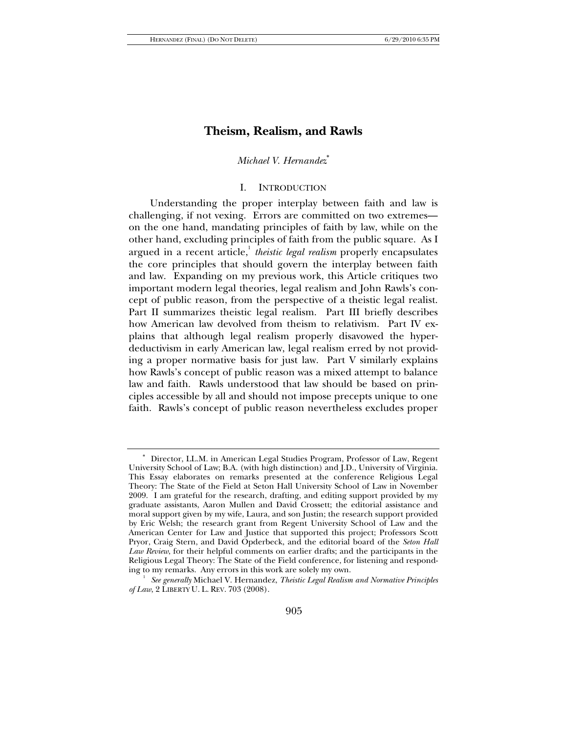# Theism, Realism, and Rawls

*Michael V. Hernandez*[*]

## I. INTRODUCTION

Understanding the proper interplay between faith and law is challenging, if not vexing. Errors are committed on two extremes—on the one hand, mandating principles of faith by law, while on the other hand, excluding principles of faith from the public square. As I argued in a recent article,[1] *theistic legal realism* properly encapsulates the core principles that should govern the interplay between faith and law. Expanding on my previous work, this Article critiques two important modern legal theories, legal realism and John Rawls's concept of public reason, from the perspective of a theistic legal realist. Part II summarizes theistic legal realism. Part III briefly describes how American law devolved from theism to relativism. Part IV explains that although legal realism properly disavowed the hyper-deductivism in early American law, legal realism erred by not providing a proper normative basis for just law. Part V similarly explains how Rawls's concept of public reason was a mixed attempt to balance law and faith. Rawls understood that law should be based on principles accessible by all and should not impose precepts unique to one faith. Rawls's concept of public reason nevertheless excludes proper

---

[*] Director, LL.M. in American Legal Studies Program, Professor of Law, Regent University School of Law; B.A. (with high distinction) and J.D., University of Virginia. This Essay elaborates on remarks presented at the conference Religious Legal Theory: The State of the Field at Seton Hall University School of Law in November 2009. I am grateful for the research, drafting, and editing support provided by my graduate assistants, Aaron Mullen and David Crossett; the editorial assistance and moral support given by my wife, Laura, and son Justin; the research support provided by Eric Welsh; the research grant from Regent University School of Law and the American Center for Law and Justice that supported this project; Professors Scott Pryor, Craig Stern, and David Opderbeck, and the editorial board of the *Seton Hall Law Review*, for their helpful comments on earlier drafts; and the participants in the Religious Legal Theory: The State of the Field conference, for listening and responding to my remarks. Any errors in this work are solely my own.

[1] *See generally* Michael V. Hernandez, *Theistic Legal Realism and Normative Principles of Law*, 2 LIBERTY U. L. REV. 703 (2008).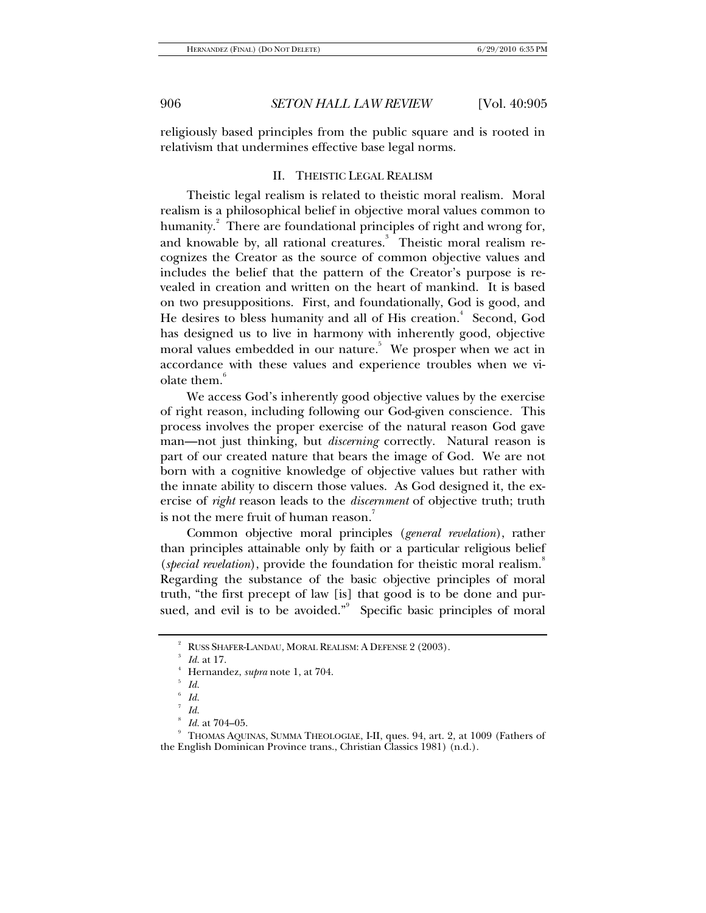religiously based principles from the public square and is rooted in relativism that undermines effective base legal norms.

## II. THEISTIC LEGAL REALISM

Theistic legal realism is related to theistic moral realism. Moral realism is a philosophical belief in objective moral values common to humanity.[2] There are foundational principles of right and wrong for, and knowable by, all rational creatures.[3] Theistic moral realism recognizes the Creator as the source of common objective values and includes the belief that the pattern of the Creator's purpose is revealed in creation and written on the heart of mankind. It is based on two presuppositions. First, and foundationally, God is good, and He desires to bless humanity and all of His creation.[4] Second, God has designed us to live in harmony with inherently good, objective moral values embedded in our nature.[5] We prosper when we act in accordance with these values and experience troubles when we violate them.[6]

We access God's inherently good objective values by the exercise of right reason, including following our God-given conscience. This process involves the proper exercise of the natural reason God gave man—not just thinking, but *discerning* correctly. Natural reason is part of our created nature that bears the image of God. We are not born with a cognitive knowledge of objective values but rather with the innate ability to discern those values. As God designed it, the exercise of *right* reason leads to the *discernment* of objective truth; truth is not the mere fruit of human reason.[7]

Common objective moral principles (*general revelation*), rather than principles attainable only by faith or a particular religious belief (*special revelation*), provide the foundation for theistic moral realism.[8] Regarding the substance of the basic objective principles of moral truth, "the first precept of law [is] that good is to be done and pursued, and evil is to be avoided."[9] Specific basic principles of moral

---

[2] RUSS SHAFER-LANDAU, MORAL REALISM: A DEFENSE 2 (2003).

[3] *Id.* at 17.

[4] Hernandez, *supra* note 1, at 704.

[5] *Id.*

[6] *Id.*

[7] *Id.*

[8] *Id.* at 704–05.

[9] THOMAS AQUINAS, SUMMA THEOLOGIAE, I-II, ques. 94, art. 2, at 1009 (Fathers of the English Dominican Province trans., Christian Classics 1981) (n.d.).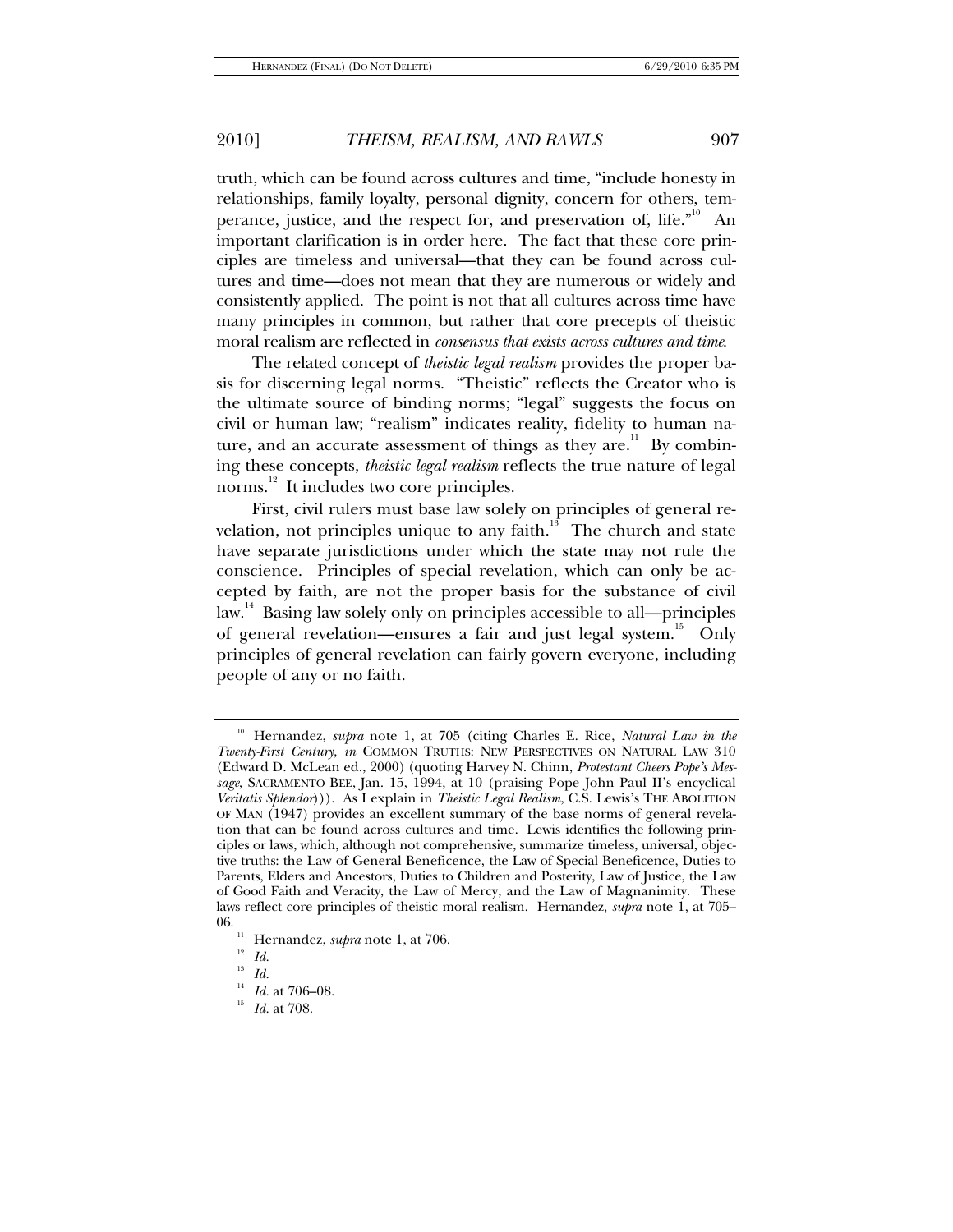truth, which can be found across cultures and time, "include honesty in relationships, family loyalty, personal dignity, concern for others, temperance, justice, and the respect for, and preservation of, life."[10] An important clarification is in order here. The fact that these core principles are timeless and universal—that they can be found across cultures and time—does not mean that they are numerous or widely and consistently applied. The point is not that all cultures across time have many principles in common, but rather that core precepts of theistic moral realism are reflected in *consensus that exists across cultures and time*.

The related concept of *theistic legal realism* provides the proper basis for discerning legal norms. "Theistic" reflects the Creator who is the ultimate source of binding norms; "legal" suggests the focus on civil or human law; "realism" indicates reality, fidelity to human nature, and an accurate assessment of things as they are.[11] By combining these concepts, *theistic legal realism* reflects the true nature of legal norms.[12] It includes two core principles.

First, civil rulers must base law solely on principles of general revelation, not principles unique to any faith.[13] The church and state have separate jurisdictions under which the state may not rule the conscience. Principles of special revelation, which can only be accepted by faith, are not the proper basis for the substance of civil law.[14] Basing law solely only on principles accessible to all—principles of general revelation—ensures a fair and just legal system.[15] Only principles of general revelation can fairly govern everyone, including people of any or no faith.

---

[10] Hernandez, *supra* note 1, at 705 (citing Charles E. Rice, *Natural Law in the Twenty-First Century*, *in* COMMON TRUTHS: NEW PERSPECTIVES ON NATURAL LAW 310 (Edward D. McLean ed., 2000) (quoting Harvey N. Chinn, *Protestant Cheers Pope's Message*, SACRAMENTO BEE, Jan. 15, 1994, at 10 (praising Pope John Paul II's encyclical *Veritatis Splendor*))). As I explain in *Theistic Legal Realism*, C.S. Lewis's THE ABOLITION OF MAN (1947) provides an excellent summary of the base norms of general revelation that can be found across cultures and time. Lewis identifies the following principles or laws, which, although not comprehensive, summarize timeless, universal, objective truths: the Law of General Beneficence, the Law of Special Beneficence, Duties to Parents, Elders and Ancestors, Duties to Children and Posterity, Law of Justice, the Law of Good Faith and Veracity, the Law of Mercy, and the Law of Magnanimity. These laws reflect core principles of theistic moral realism. Hernandez, *supra* note 1, at 705–06.

[11] Hernandez, *supra* note 1, at 706.

[12] *Id.*

[13] *Id.*

[14] *Id.* at 706–08.

[15] *Id.* at 708.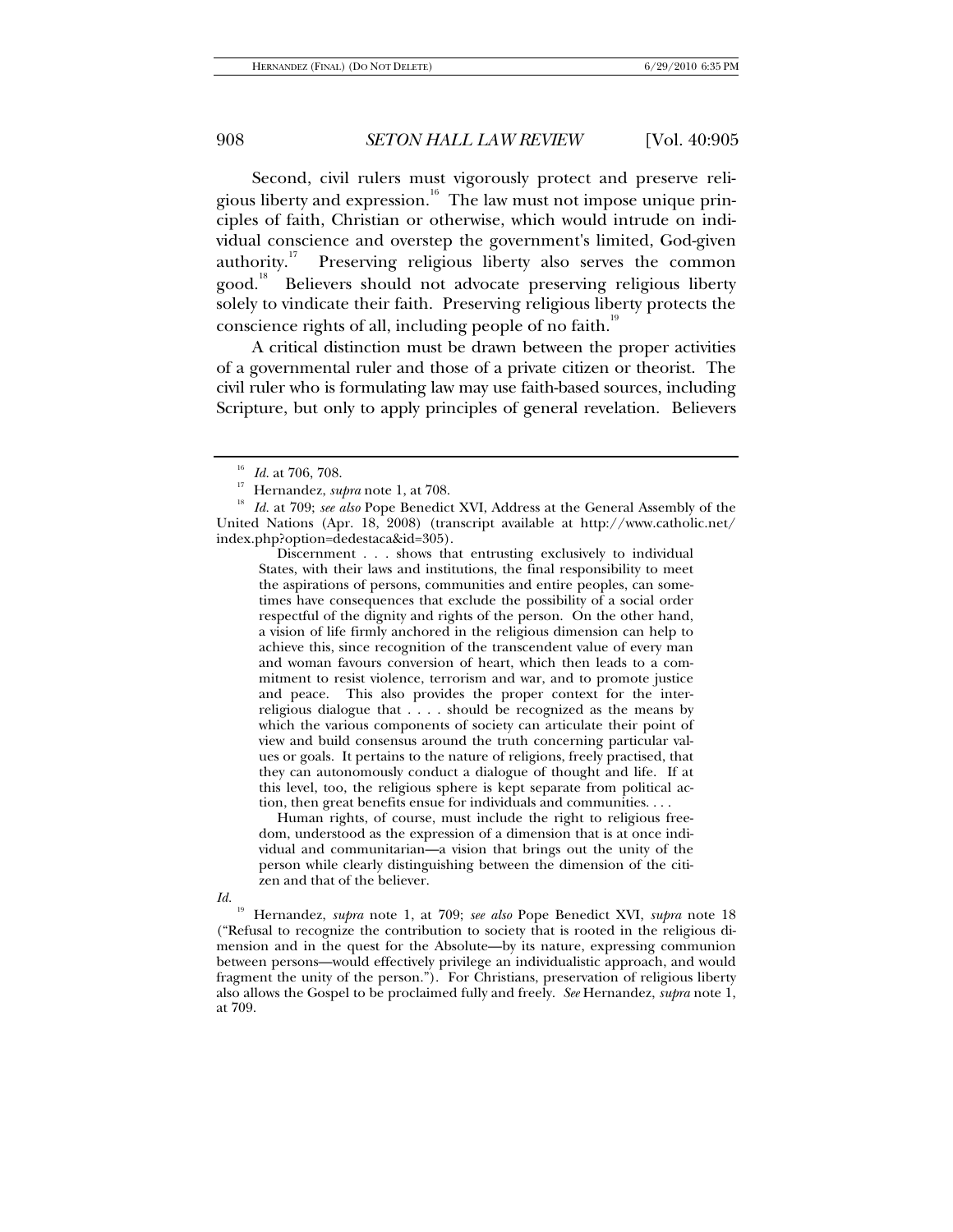Second, civil rulers must vigorously protect and preserve religious liberty and expression.[16] The law must not impose unique principles of faith, Christian or otherwise, which would intrude on individual conscience and overstep the government's limited, God-given authority.[17] Preserving religious liberty also serves the common good.[18] Believers should not advocate preserving religious liberty solely to vindicate their faith. Preserving religious liberty protects the conscience rights of all, including people of no faith.[19]

A critical distinction must be drawn between the proper activities of a governmental ruler and those of a private citizen or theorist. The civil ruler who is formulating law may use faith-based sources, including Scripture, but only to apply principles of general revelation. Believers

---

[16] *Id.* at 706, 708.

[17] Hernandez, *supra* note 1, at 708.

[18] *Id.* at 709; *see also* Pope Benedict XVI, Address at the General Assembly of the United Nations (Apr. 18, 2008) (transcript available at http://www.catholic.net/index.php?option=dedestaca&id=305).

> Discernment . . . shows that entrusting exclusively to individual States, with their laws and institutions, the final responsibility to meet the aspirations of persons, communities and entire peoples, can sometimes have consequences that exclude the possibility of a social order respectful of the dignity and rights of the person. On the other hand, a vision of life firmly anchored in the religious dimension can help to achieve this, since recognition of the transcendent value of every man and woman favours conversion of heart, which then leads to a commitment to resist violence, terrorism and war, and to promote justice and peace. This also provides the proper context for the inter-religious dialogue that . . . . should be recognized as the means by which the various components of society can articulate their point of view and build consensus around the truth concerning particular values or goals. It pertains to the nature of religions, freely practised, that they can autonomously conduct a dialogue of thought and life. If at this level, too, the religious sphere is kept separate from political action, then great benefits ensue for individuals and communities. . . .
>
> Human rights, of course, must include the right to religious freedom, understood as the expression of a dimension that is at once individual and communitarian—a vision that brings out the unity of the person while clearly distinguishing between the dimension of the citizen and that of the believer.

*Id.*

[19] Hernandez, *supra* note 1, at 709; *see also* Pope Benedict XVI, *supra* note 18 ("Refusal to recognize the contribution to society that is rooted in the religious dimension and in the quest for the Absolute—by its nature, expressing communion between persons—would effectively privilege an individualistic approach, and would fragment the unity of the person."). For Christians, preservation of religious liberty also allows the Gospel to be proclaimed fully and freely. *See* Hernandez, *supra* note 1, at 709.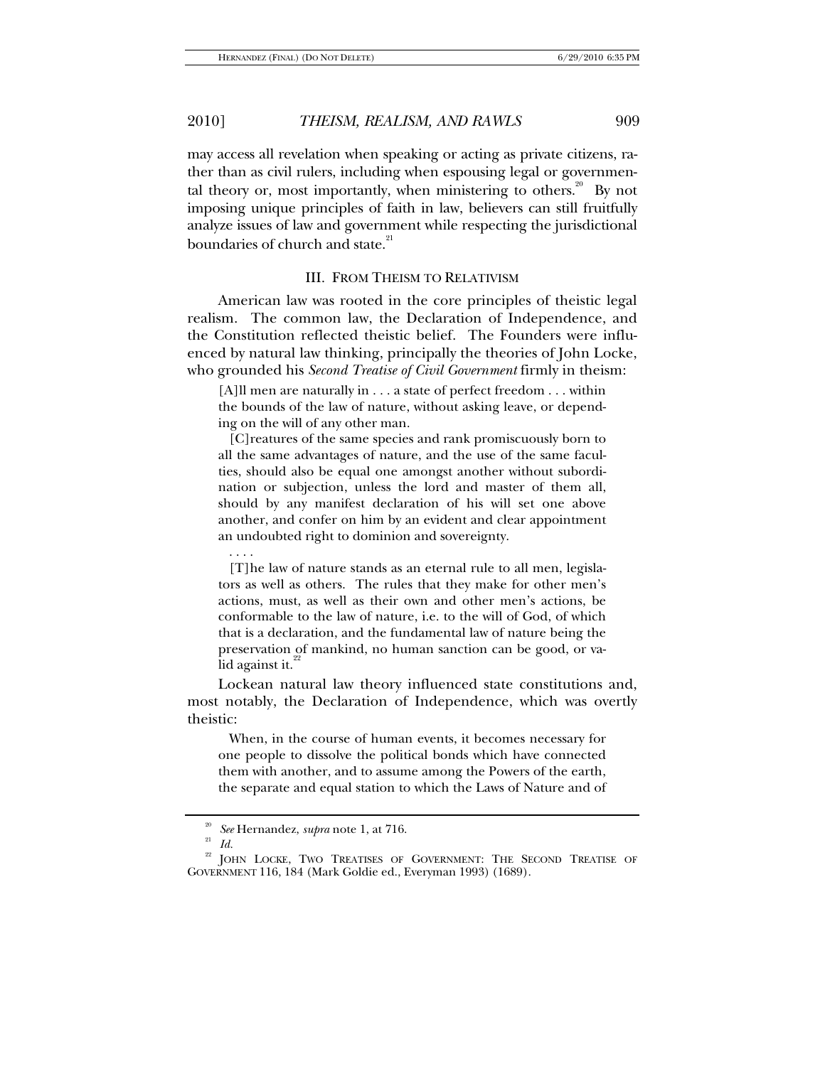may access all revelation when speaking or acting as private citizens, rather than as civil rulers, including when espousing legal or governmental theory or, most importantly, when ministering to others.[20] By not imposing unique principles of faith in law, believers can still fruitfully analyze issues of law and government while respecting the jurisdictional boundaries of church and state.[21]

## III. FROM THEISM TO RELATIVISM

American law was rooted in the core principles of theistic legal realism. The common law, the Declaration of Independence, and the Constitution reflected theistic belief. The Founders were influenced by natural law thinking, principally the theories of John Locke, who grounded his *Second Treatise of Civil Government* firmly in theism:

> [A]ll men are naturally in . . . a state of perfect freedom . . . within the bounds of the law of nature, without asking leave, or depending on the will of any other man.
>
> [C]reatures of the same species and rank promiscuously born to all the same advantages of nature, and the use of the same faculties, should also be equal one amongst another without subordination or subjection, unless the lord and master of them all, should by any manifest declaration of his will set one above another, and confer on him by an evident and clear appointment an undoubted right to dominion and sovereignty.
>
> . . . .
>
> [T]he law of nature stands as an eternal rule to all men, legislators as well as others. The rules that they make for other men's actions, must, as well as their own and other men's actions, be conformable to the law of nature, i.e. to the will of God, of which that is a declaration, and the fundamental law of nature being the preservation of mankind, no human sanction can be good, or valid against it.[22]

Lockean natural law theory influenced state constitutions and, most notably, the Declaration of Independence, which was overtly theistic:

> When, in the course of human events, it becomes necessary for one people to dissolve the political bonds which have connected them with another, and to assume among the Powers of the earth, the separate and equal station to which the Laws of Nature and of

---

[20] *See* Hernandez, *supra* note 1, at 716.

[21] *Id.*

[22] JOHN LOCKE, TWO TREATISES OF GOVERNMENT: THE SECOND TREATISE OF GOVERNMENT 116, 184 (Mark Goldie ed., Everyman 1993) (1689).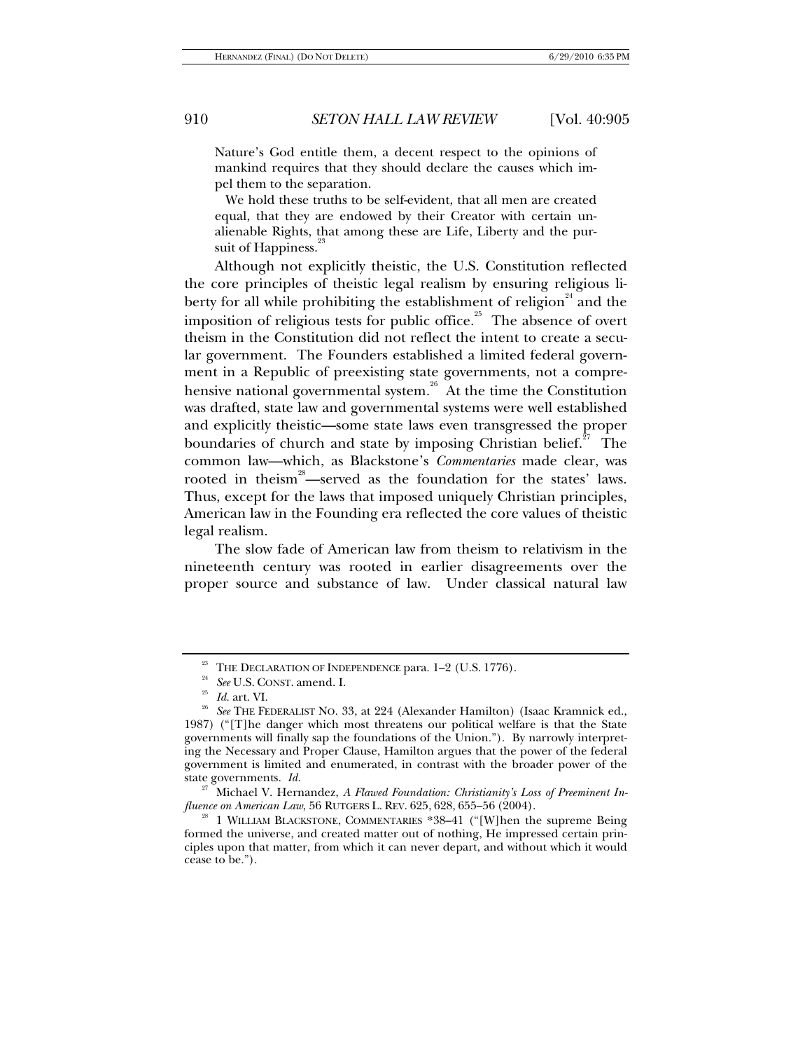> Nature's God entitle them, a decent respect to the opinions of mankind requires that they should declare the causes which impel them to the separation.
>
> We hold these truths to be self-evident, that all men are created equal, that they are endowed by their Creator with certain unalienable Rights, that among these are Life, Liberty and the pursuit of Happiness.[23]

Although not explicitly theistic, the U.S. Constitution reflected the core principles of theistic legal realism by ensuring religious liberty for all while prohibiting the establishment of religion[24] and the imposition of religious tests for public office.[25] The absence of overt theism in the Constitution did not reflect the intent to create a secular government. The Founders established a limited federal government in a Republic of preexisting state governments, not a comprehensive national governmental system.[26] At the time the Constitution was drafted, state law and governmental systems were well established and explicitly theistic—some state laws even transgressed the proper boundaries of church and state by imposing Christian belief.[27] The common law—which, as Blackstone's *Commentaries* made clear, was rooted in theism[28]—served as the foundation for the states' laws. Thus, except for the laws that imposed uniquely Christian principles, American law in the Founding era reflected the core values of theistic legal realism.

The slow fade of American law from theism to relativism in the nineteenth century was rooted in earlier disagreements over the proper source and substance of law. Under classical natural law

---

[23] THE DECLARATION OF INDEPENDENCE para. 1–2 (U.S. 1776).

[24] *See* U.S. CONST. amend. I.

[25] *Id.* art. VI.

[26] *See* THE FEDERALIST NO. 33, at 224 (Alexander Hamilton) (Isaac Kramnick ed., 1987) ("[T]he danger which most threatens our political welfare is that the State governments will finally sap the foundations of the Union."). By narrowly interpreting the Necessary and Proper Clause, Hamilton argues that the power of the federal government is limited and enumerated, in contrast with the broader power of the state governments. *Id.*

[27] Michael V. Hernandez, *A Flawed Foundation: Christianity's Loss of Preeminent Influence on American Law*, 56 RUTGERS L. REV. 625, 628, 655–56 (2004).

[28] 1 WILLIAM BLACKSTONE, COMMENTARIES *38–41 ("[W]hen the supreme Being formed the universe, and created matter out of nothing, He impressed certain principles upon that matter, from which it can never depart, and without which it would cease to be.").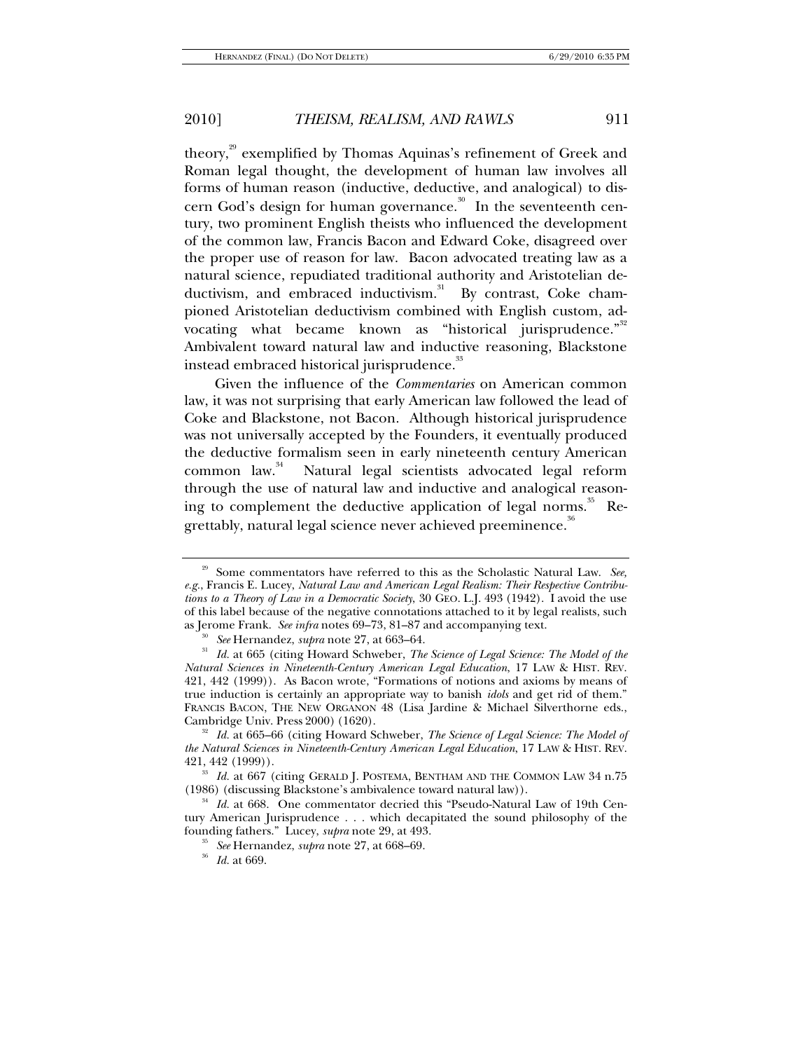theory,[29] exemplified by Thomas Aquinas's refinement of Greek and Roman legal thought, the development of human law involves all forms of human reason (inductive, deductive, and analogical) to discern God's design for human governance.[30] In the seventeenth century, two prominent English theists who influenced the development of the common law, Francis Bacon and Edward Coke, disagreed over the proper use of reason for law. Bacon advocated treating law as a natural science, repudiated traditional authority and Aristotelian deductivism, and embraced inductivism.[31] By contrast, Coke championed Aristotelian deductivism combined with English custom, advocating what became known as "historical jurisprudence."[32] Ambivalent toward natural law and inductive reasoning, Blackstone instead embraced historical jurisprudence.[33]

Given the influence of the *Commentaries* on American common law, it was not surprising that early American law followed the lead of Coke and Blackstone, not Bacon. Although historical jurisprudence was not universally accepted by the Founders, it eventually produced the deductive formalism seen in early nineteenth century American common law.[34] Natural legal scientists advocated legal reform through the use of natural law and inductive and analogical reasoning to complement the deductive application of legal norms.[35] Regrettably, natural legal science never achieved preeminence.[36]

---

[29] Some commentators have referred to this as the Scholastic Natural Law. *See, e.g.*, Francis E. Lucey, *Natural Law and American Legal Realism: Their Respective Contributions to a Theory of Law in a Democratic Society*, 30 GEO. L.J. 493 (1942). I avoid the use of this label because of the negative connotations attached to it by legal realists, such as Jerome Frank. *See infra* notes 69–73, 81–87 and accompanying text.

[30] *See* Hernandez, *supra* note 27, at 663–64.

[31] *Id.* at 665 (citing Howard Schweber, *The Science of Legal Science: The Model of the Natural Sciences in Nineteenth-Century American Legal Education*, 17 LAW & HIST. REV. 421, 442 (1999)). As Bacon wrote, "Formations of notions and axioms by means of true induction is certainly an appropriate way to banish *idols* and get rid of them." FRANCIS BACON, THE NEW ORGANON 48 (Lisa Jardine & Michael Silverthorne eds., Cambridge Univ. Press 2000) (1620).

[32] *Id.* at 665–66 (citing Howard Schweber, *The Science of Legal Science: The Model of the Natural Sciences in Nineteenth-Century American Legal Education*, 17 LAW & HIST. REV. 421, 442 (1999)).

[33] *Id.* at 667 (citing GERALD J. POSTEMA, BENTHAM AND THE COMMON LAW 34 n.75 (1986) (discussing Blackstone's ambivalence toward natural law)).

[34] *Id.* at 668. One commentator decried this "Pseudo-Natural Law of 19th Century American Jurisprudence . . . which decapitated the sound philosophy of the founding fathers." Lucey, *supra* note 29, at 493.

[35] *See* Hernandez, *supra* note 27, at 668–69.

[36] *Id.* at 669.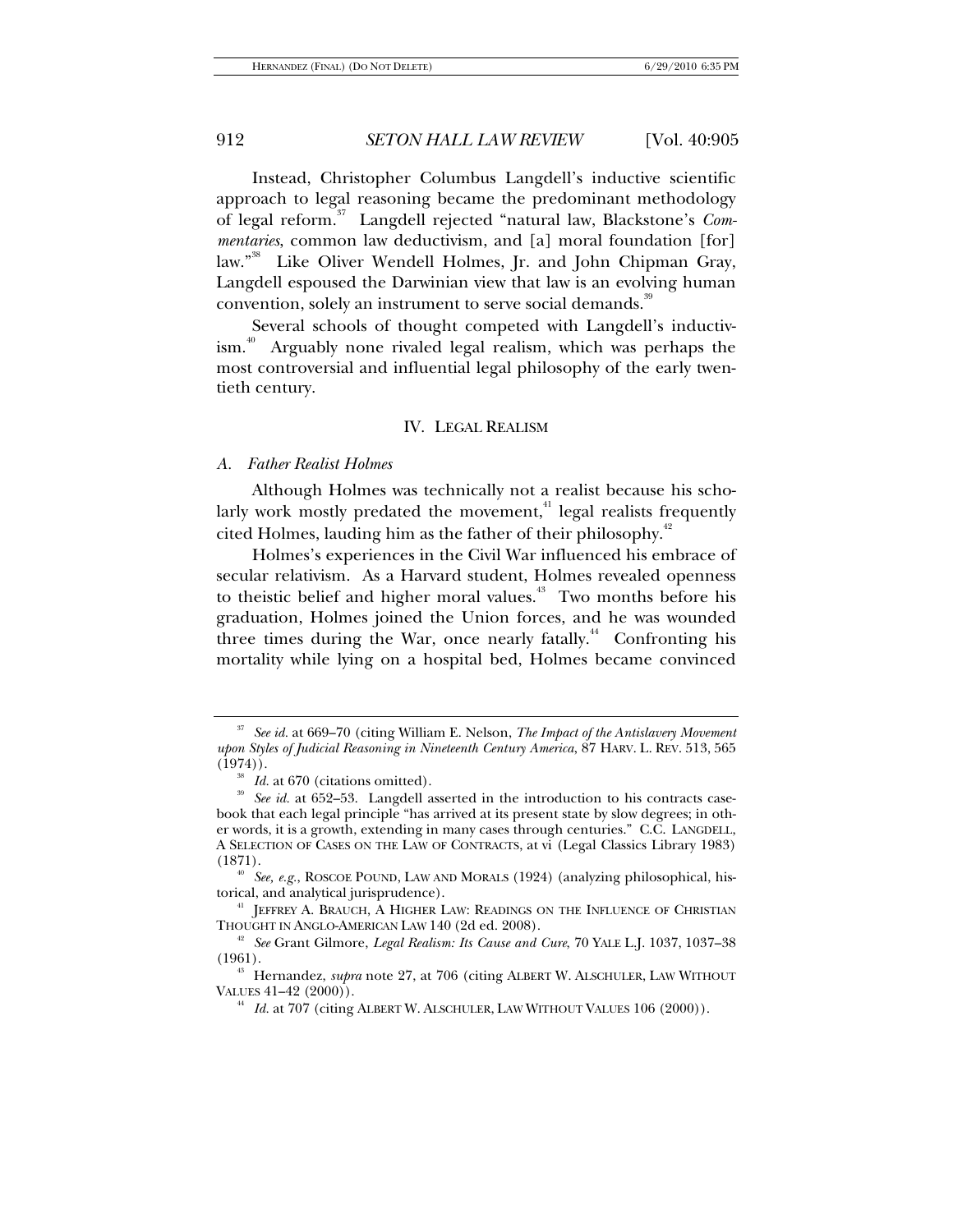Instead, Christopher Columbus Langdell's inductive scientific approach to legal reasoning became the predominant methodology of legal reform.[37] Langdell rejected "natural law, Blackstone's *Commentaries*, common law deductivism, and [a] moral foundation [for] law."[38] Like Oliver Wendell Holmes, Jr. and John Chipman Gray, Langdell espoused the Darwinian view that law is an evolving human convention, solely an instrument to serve social demands.[39]

Several schools of thought competed with Langdell's inductivism.[40] Arguably none rivaled legal realism, which was perhaps the most controversial and influential legal philosophy of the early twentieth century.

## IV. LEGAL REALISM

### *A. Father Realist Holmes*

Although Holmes was technically not a realist because his scholarly work mostly predated the movement,[41] legal realists frequently cited Holmes, lauding him as the father of their philosophy.[42]

Holmes's experiences in the Civil War influenced his embrace of secular relativism. As a Harvard student, Holmes revealed openness to theistic belief and higher moral values.[43] Two months before his graduation, Holmes joined the Union forces, and he was wounded three times during the War, once nearly fatally.[44] Confronting his mortality while lying on a hospital bed, Holmes became convinced

---

[37] *See id.* at 669–70 (citing William E. Nelson, *The Impact of the Antislavery Movement upon Styles of Judicial Reasoning in Nineteenth Century America*, 87 HARV. L. REV. 513, 565 (1974)).

[38] *Id.* at 670 (citations omitted).

[39] *See id.* at 652–53. Langdell asserted in the introduction to his contracts casebook that each legal principle "has arrived at its present state by slow degrees; in other words, it is a growth, extending in many cases through centuries." C.C. LANGDELL, A SELECTION OF CASES ON THE LAW OF CONTRACTS, at vi (Legal Classics Library 1983) (1871).

[40] *See, e.g.*, ROSCOE POUND, LAW AND MORALS (1924) (analyzing philosophical, historical, and analytical jurisprudence).

[41] JEFFREY A. BRAUCH, A HIGHER LAW: READINGS ON THE INFLUENCE OF CHRISTIAN THOUGHT IN ANGLO-AMERICAN LAW 140 (2d ed. 2008).

[42] *See* Grant Gilmore, *Legal Realism: Its Cause and Cure*, 70 YALE L.J. 1037, 1037–38 (1961).

[43] Hernandez, *supra* note 27, at 706 (citing ALBERT W. ALSCHULER, LAW WITHOUT VALUES 41–42 (2000)).

[44] *Id.* at 707 (citing ALBERT W. ALSCHULER, LAW WITHOUT VALUES 106 (2000)).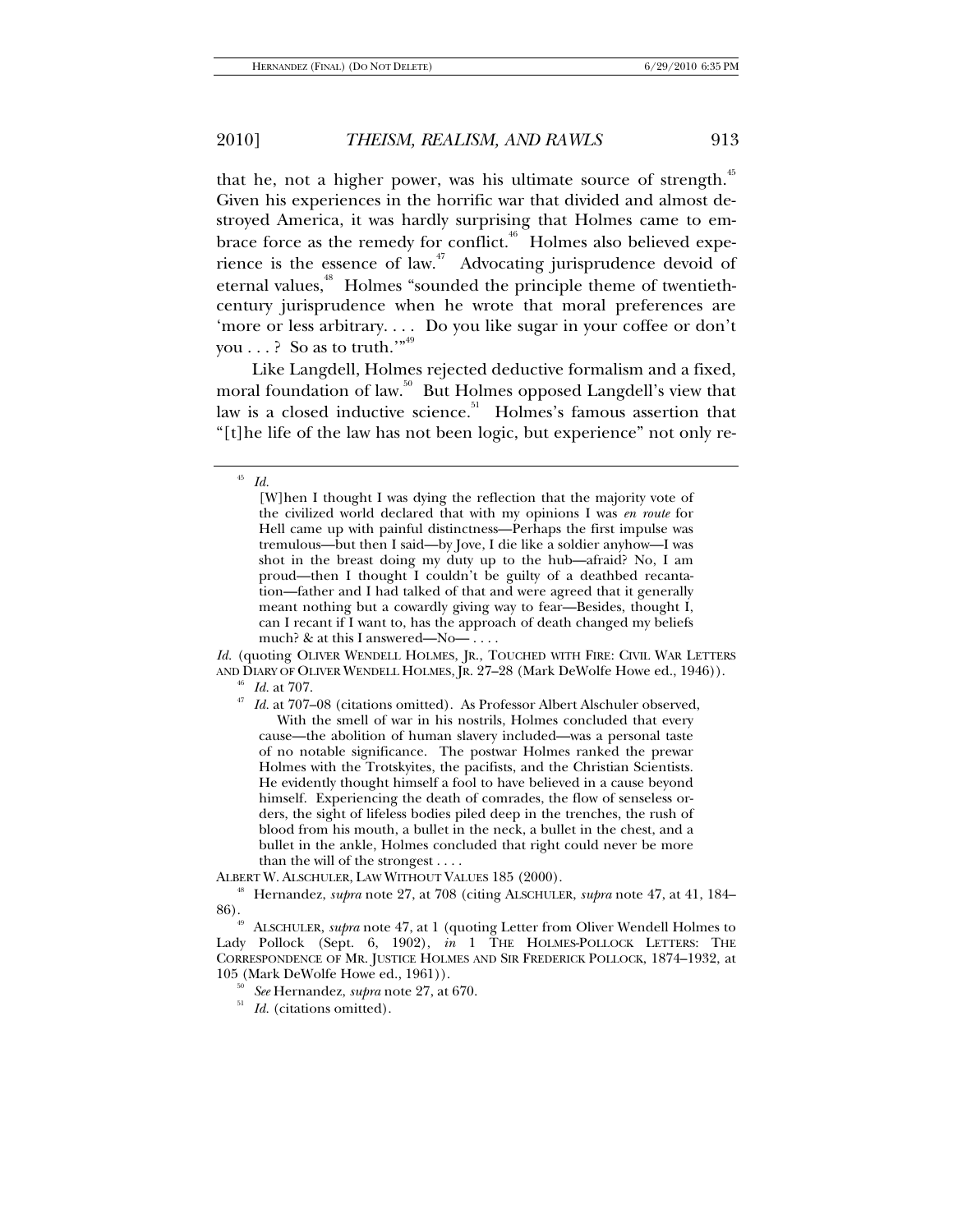that he, not a higher power, was his ultimate source of strength.[45] Given his experiences in the horrific war that divided and almost destroyed America, it was hardly surprising that Holmes came to embrace force as the remedy for conflict.[46] Holmes also believed experience is the essence of law.[47] Advocating jurisprudence devoid of eternal values,[48] Holmes "sounded the principle theme of twentieth-century jurisprudence when he wrote that moral preferences are 'more or less arbitrary. . . . Do you like sugar in your coffee or don't you . . . ? So as to truth.'"[49]

Like Langdell, Holmes rejected deductive formalism and a fixed, moral foundation of law.[50] But Holmes opposed Langdell's view that law is a closed inductive science.[51] Holmes's famous assertion that "[t]he life of the law has not been logic, but experience" not only re-

---

[45] *Id.*

> [W]hen I thought I was dying the reflection that the majority vote of the civilized world declared that with my opinions I was *en route* for Hell came up with painful distinctness—Perhaps the first impulse was tremulous—but then I said—by Jove, I die like a soldier anyhow—I was shot in the breast doing my duty up to the hub—afraid? No, I am proud—then I thought I couldn't be guilty of a deathbed recantation—father and I had talked of that and were agreed that it generally meant nothing but a cowardly giving way to fear—Besides, thought I, can I recant if I want to, has the approach of death changed my beliefs much? & at this I answered—No— . . . .

*Id.* (quoting OLIVER WENDELL HOLMES, JR., TOUCHED WITH FIRE: CIVIL WAR LETTERS AND DIARY OF OLIVER WENDELL HOLMES, JR. 27–28 (Mark DeWolfe Howe ed., 1946)).

[46] *Id.* at 707.

[47] *Id.* at 707–08 (citations omitted). As Professor Albert Alschuler observed,

> With the smell of war in his nostrils, Holmes concluded that every cause—the abolition of human slavery included—was a personal taste of no notable significance. The postwar Holmes ranked the prewar Holmes with the Trotskyites, the pacifists, and the Christian Scientists. He evidently thought himself a fool to have believed in a cause beyond himself. Experiencing the death of comrades, the flow of senseless orders, the sight of lifeless bodies piled deep in the trenches, the rush of blood from his mouth, a bullet in the neck, a bullet in the chest, and a bullet in the ankle, Holmes concluded that right could never be more than the will of the strongest . . . .

ALBERT W. ALSCHULER, LAW WITHOUT VALUES 185 (2000).

[48] Hernandez, *supra* note 27, at 708 (citing ALSCHULER, *supra* note 47, at 41, 184–86).

[49] ALSCHULER, *supra* note 47, at 1 (quoting Letter from Oliver Wendell Holmes to Lady Pollock (Sept. 6, 1902), *in* 1 THE HOLMES-POLLOCK LETTERS: THE CORRESPONDENCE OF MR. JUSTICE HOLMES AND SIR FREDERICK POLLOCK, 1874–1932, at 105 (Mark DeWolfe Howe ed., 1961)).

[50] *See* Hernandez, *supra* note 27, at 670.

[51] *Id.* (citations omitted).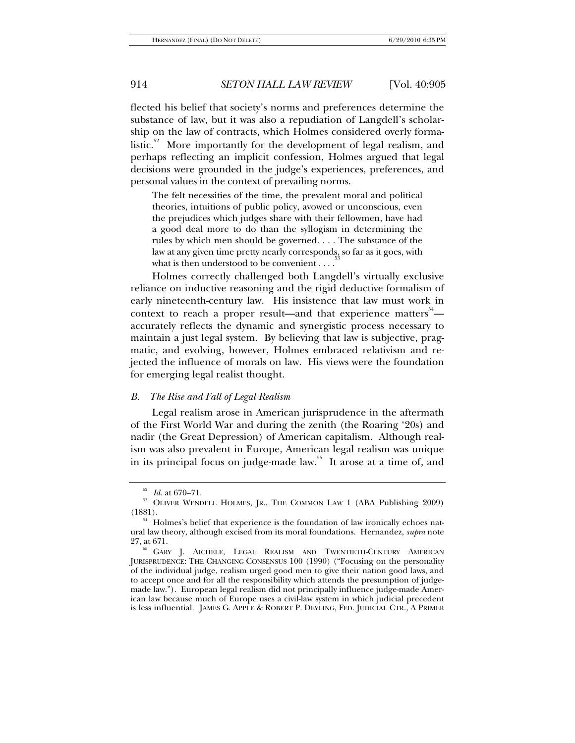flected his belief that society's norms and preferences determine the substance of law, but it was also a repudiation of Langdell's scholarship on the law of contracts, which Holmes considered overly formalistic.[52] More importantly for the development of legal realism, and perhaps reflecting an implicit confession, Holmes argued that legal decisions were grounded in the judge's experiences, preferences, and personal values in the context of prevailing norms.

> The felt necessities of the time, the prevalent moral and political theories, intuitions of public policy, avowed or unconscious, even the prejudices which judges share with their fellowmen, have had a good deal more to do than the syllogism in determining the rules by which men should be governed. . . . The substance of the law at any given time pretty nearly corresponds, so far as it goes, with what is then understood to be convenient . . . .[53]

Holmes correctly challenged both Langdell's virtually exclusive reliance on inductive reasoning and the rigid deductive formalism of early nineteenth-century law. His insistence that law must work in context to reach a proper result—and that experience matters[54]—accurately reflects the dynamic and synergistic process necessary to maintain a just legal system. By believing that law is subjective, pragmatic, and evolving, however, Holmes embraced relativism and rejected the influence of morals on law. His views were the foundation for emerging legal realist thought.

### *B. The Rise and Fall of Legal Realism*

Legal realism arose in American jurisprudence in the aftermath of the First World War and during the zenith (the Roaring '20s) and nadir (the Great Depression) of American capitalism. Although realism was also prevalent in Europe, American legal realism was unique in its principal focus on judge-made law.[55] It arose at a time of, and

---

[52] *Id.* at 670–71.

[53] OLIVER WENDELL HOLMES, JR., THE COMMON LAW 1 (ABA Publishing 2009) (1881).

[54] Holmes's belief that experience is the foundation of law ironically echoes natural law theory, although excised from its moral foundations. Hernandez, *supra* note 27, at 671.

[55] GARY J. AICHELE, LEGAL REALISM AND TWENTIETH-CENTURY AMERICAN JURISPRUDENCE: THE CHANGING CONSENSUS 100 (1990) ("Focusing on the personality of the individual judge, realism urged good men to give their nation good laws, and to accept once and for all the responsibility which attends the presumption of judge-made law."). European legal realism did not principally influence judge-made American law because much of Europe uses a civil-law system in which judicial precedent is less influential. JAMES G. APPLE & ROBERT P. DEYLING, FED. JUDICIAL CTR., A PRIMER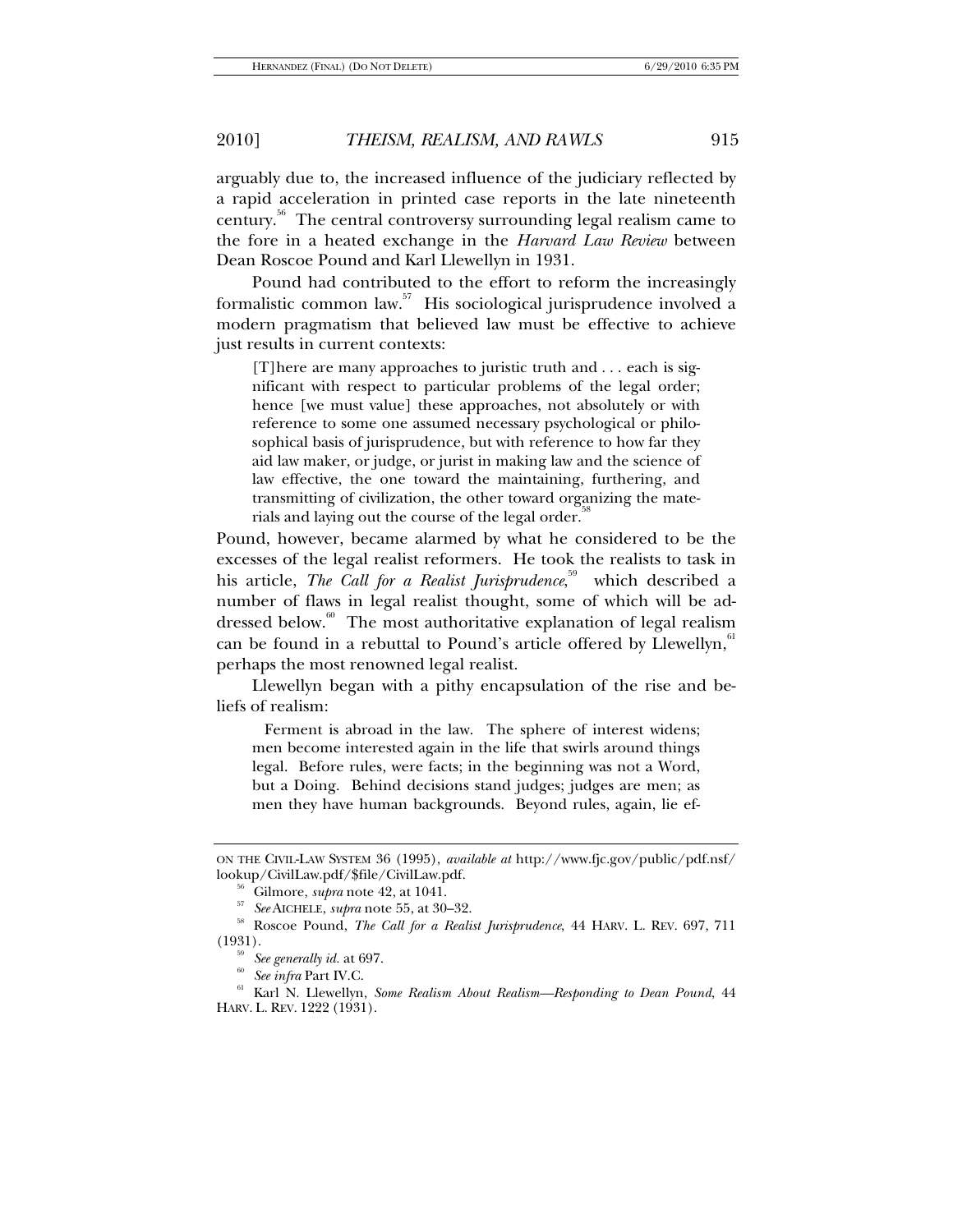arguably due to, the increased influence of the judiciary reflected by a rapid acceleration in printed case reports in the late nineteenth century.[56] The central controversy surrounding legal realism came to the fore in a heated exchange in the *Harvard Law Review* between Dean Roscoe Pound and Karl Llewellyn in 1931.

Pound had contributed to the effort to reform the increasingly formalistic common law.[57] His sociological jurisprudence involved a modern pragmatism that believed law must be effective to achieve just results in current contexts:

> [T]here are many approaches to juristic truth and . . . each is significant with respect to particular problems of the legal order; hence [we must value] these approaches, not absolutely or with reference to some one assumed necessary psychological or philosophical basis of jurisprudence, but with reference to how far they aid law maker, or judge, or jurist in making law and the science of law effective, the one toward the maintaining, furthering, and transmitting of civilization, the other toward organizing the materials and laying out the course of the legal order.[58]

Pound, however, became alarmed by what he considered to be the excesses of the legal realist reformers. He took the realists to task in his article, *The Call for a Realist Jurisprudence*,[59] which described a number of flaws in legal realist thought, some of which will be addressed below.[60] The most authoritative explanation of legal realism can be found in a rebuttal to Pound's article offered by Llewellyn,[61] perhaps the most renowned legal realist.

Llewellyn began with a pithy encapsulation of the rise and beliefs of realism:

> Ferment is abroad in the law. The sphere of interest widens; men become interested again in the life that swirls around things legal. Before rules, were facts; in the beginning was not a Word, but a Doing. Behind decisions stand judges; judges are men; as men they have human backgrounds. Beyond rules, again, lie ef-

---

ON THE CIVIL-LAW SYSTEM 36 (1995), *available at* http://www.fjc.gov/public/pdf.nsf/lookup/CivilLaw.pdf/$file/CivilLaw.pdf.

[56] Gilmore, *supra* note 42, at 1041.

[57] *See* AICHELE, *supra* note 55, at 30–32.

[58] Roscoe Pound, *The Call for a Realist Jurisprudence*, 44 HARV. L. REV. 697, 711 (1931).

[59] *See generally id.* at 697.

[60] *See infra* Part IV.C.

[61] Karl N. Llewellyn, *Some Realism About Realism—Responding to Dean Pound*, 44 HARV. L. REV. 1222 (1931).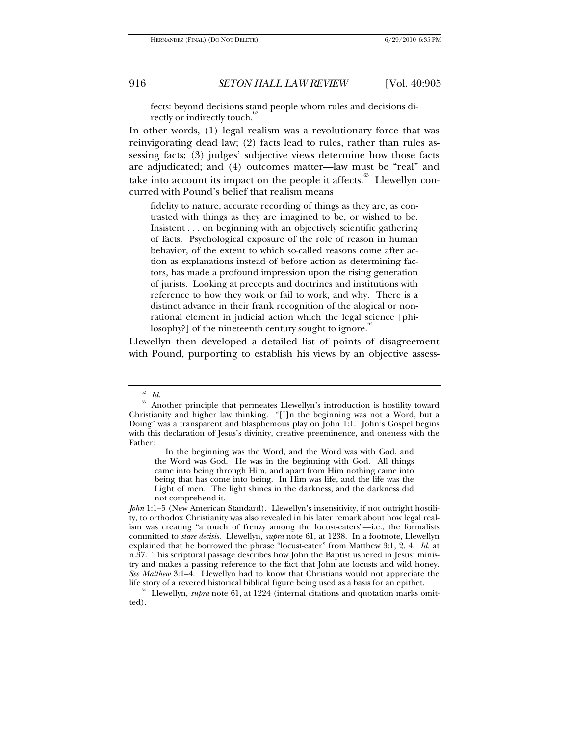fects: beyond decisions stand people whom rules and decisions directly or indirectly touch.[62]

In other words, (1) legal realism was a revolutionary force that was reinvigorating dead law; (2) facts lead to rules, rather than rules assessing facts; (3) judges' subjective views determine how those facts are adjudicated; and (4) outcomes matter—law must be "real" and take into account its impact on the people it affects.[63] Llewellyn concurred with Pound's belief that realism means

> fidelity to nature, accurate recording of things as they are, as contrasted with things as they are imagined to be, or wished to be. Insistent . . . on beginning with an objectively scientific gathering of facts. Psychological exposure of the role of reason in human behavior, of the extent to which so-called reasons come after action as explanations instead of before action as determining factors, has made a profound impression upon the rising generation of jurists. Looking at precepts and doctrines and institutions with reference to how they work or fail to work, and why. There is a distinct advance in their frank recognition of the alogical or nonrational element in judicial action which the legal science [philosophy?] of the nineteenth century sought to ignore.[64]

Llewellyn then developed a detailed list of points of disagreement with Pound, purporting to establish his views by an objective assess-

---

[62] *Id.*

[63] Another principle that permeates Llewellyn's introduction is hostility toward Christianity and higher law thinking. "[I]n the beginning was not a Word, but a Doing" was a transparent and blasphemous play on John 1:1. John's Gospel begins with this declaration of Jesus's divinity, creative preeminence, and oneness with the Father:

> In the beginning was the Word, and the Word was with God, and the Word was God. He was in the beginning with God. All things came into being through Him, and apart from Him nothing came into being that has come into being. In Him was life, and the life was the Light of men. The light shines in the darkness, and the darkness did not comprehend it.

*John* 1:1–5 (New American Standard). Llewellyn's insensitivity, if not outright hostility, to orthodox Christianity was also revealed in his later remark about how legal realism was creating "a touch of frenzy among the locust-eaters"—i.e., the formalists committed to *stare decisis*. Llewellyn, *supra* note 61, at 1238. In a footnote, Llewellyn explained that he borrowed the phrase "locust-eater" from Matthew 3:1, 2, 4. *Id.* at n.37. This scriptural passage describes how John the Baptist ushered in Jesus' ministry and makes a passing reference to the fact that John ate locusts and wild honey. *See Matthew* 3:1–4. Llewellyn had to know that Christians would not appreciate the life story of a revered historical biblical figure being used as a basis for an epithet.

[64] Llewellyn, *supra* note 61, at 1224 (internal citations and quotation marks omitted).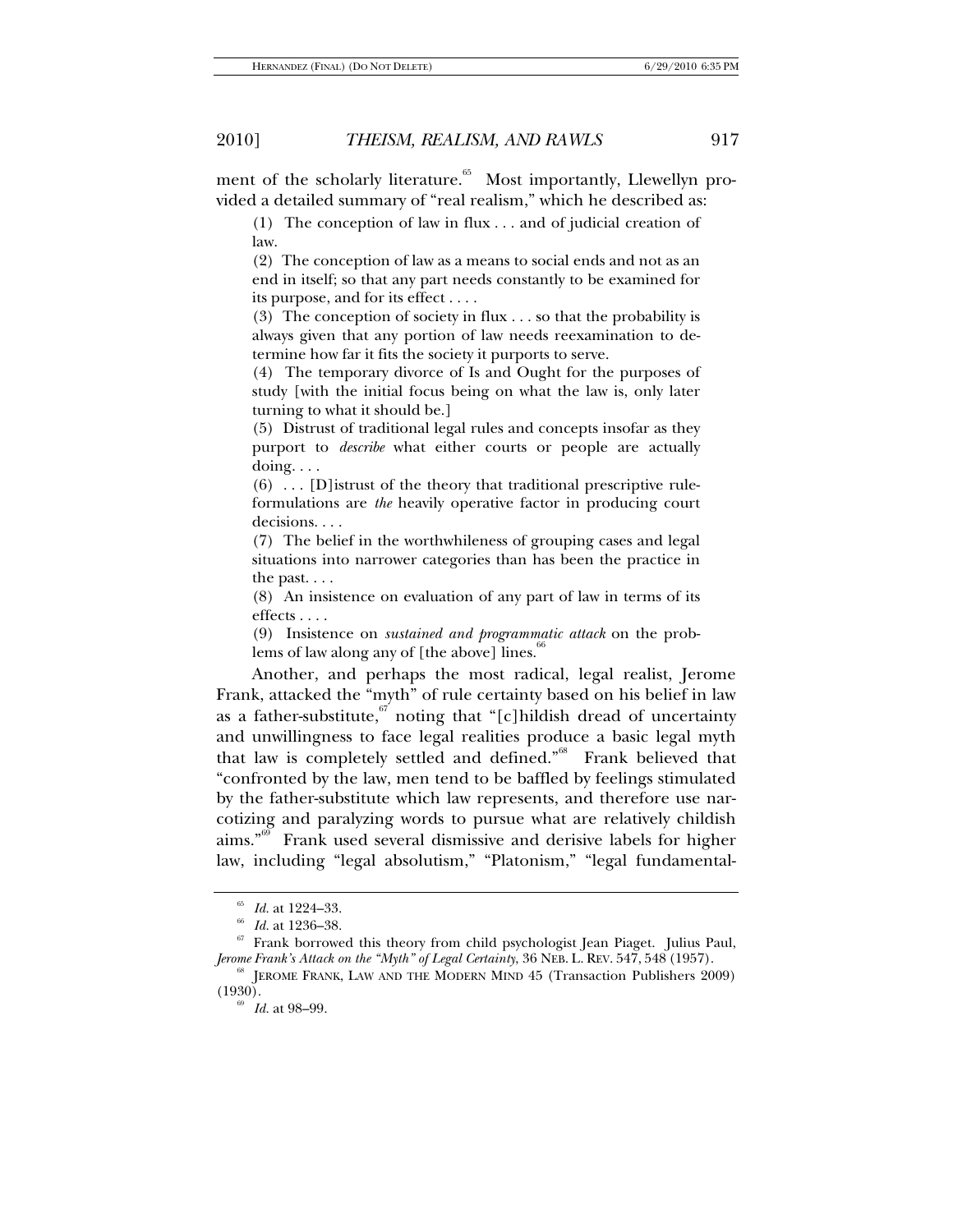ment of the scholarly literature.[65] Most importantly, Llewellyn provided a detailed summary of "real realism," which he described as:

> (1) The conception of law in flux . . . and of judicial creation of law.
>
> (2) The conception of law as a means to social ends and not as an end in itself; so that any part needs constantly to be examined for its purpose, and for its effect . . . .
>
> (3) The conception of society in flux . . . so that the probability is always given that any portion of law needs reexamination to determine how far it fits the society it purports to serve.
>
> (4) The temporary divorce of Is and Ought for the purposes of study [with the initial focus being on what the law is, only later turning to what it should be.]
>
> (5) Distrust of traditional legal rules and concepts insofar as they purport to *describe* what either courts or people are actually doing. . . .
>
> (6) . . . [D]istrust of the theory that traditional prescriptive rule-formulations are *the* heavily operative factor in producing court decisions. . . .
>
> (7) The belief in the worthwhileness of grouping cases and legal situations into narrower categories than has been the practice in the past. . . .
>
> (8) An insistence on evaluation of any part of law in terms of its effects . . . .
>
> (9) Insistence on *sustained and programmatic attack* on the problems of law along any of [the above] lines.[66]

Another, and perhaps the most radical, legal realist, Jerome Frank, attacked the "myth" of rule certainty based on his belief in law as a father-substitute,[67] noting that "[c]hildish dread of uncertainty and unwillingness to face legal realities produce a basic legal myth that law is completely settled and defined."[68] Frank believed that "confronted by the law, men tend to be baffled by feelings stimulated by the father-substitute which law represents, and therefore use narcotizing and paralyzing words to pursue what are relatively childish aims."[69] Frank used several dismissive and derisive labels for higher law, including "legal absolutism," "Platonism," "legal fundamental-

---

[65] *Id.* at 1224–33.

[66] *Id.* at 1236–38.

[67] Frank borrowed this theory from child psychologist Jean Piaget. Julius Paul, *Jerome Frank's Attack on the "Myth" of Legal Certainty*, 36 NEB. L. REV. 547, 548 (1957).

[68] JEROME FRANK, LAW AND THE MODERN MIND 45 (Transaction Publishers 2009) (1930).

[69] *Id.* at 98–99.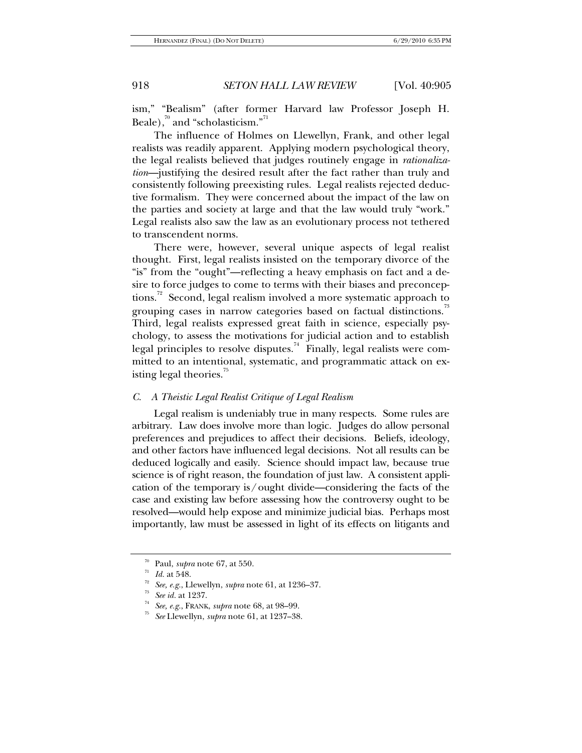ism," "Bealism" (after former Harvard law Professor Joseph H. Beale),[70] and "scholasticism."[71]

The influence of Holmes on Llewellyn, Frank, and other legal realists was readily apparent. Applying modern psychological theory, the legal realists believed that judges routinely engage in *rationalization*—justifying the desired result after the fact rather than truly and consistently following preexisting rules. Legal realists rejected deductive formalism. They were concerned about the impact of the law on the parties and society at large and that the law would truly "work." Legal realists also saw the law as an evolutionary process not tethered to transcendent norms.

There were, however, several unique aspects of legal realist thought. First, legal realists insisted on the temporary divorce of the "is" from the "ought"—reflecting a heavy emphasis on fact and a desire to force judges to come to terms with their biases and preconceptions.[72] Second, legal realism involved a more systematic approach to grouping cases in narrow categories based on factual distinctions.[73] Third, legal realists expressed great faith in science, especially psychology, to assess the motivations for judicial action and to establish legal principles to resolve disputes.[74] Finally, legal realists were committed to an intentional, systematic, and programmatic attack on existing legal theories.[75]

### C. *A Theistic Legal Realist Critique of Legal Realism*

Legal realism is undeniably true in many respects. Some rules are arbitrary. Law does involve more than logic. Judges do allow personal preferences and prejudices to affect their decisions. Beliefs, ideology, and other factors have influenced legal decisions. Not all results can be deduced logically and easily. Science should impact law, because true science is of right reason, the foundation of just law. A consistent application of the temporary is/ought divide—considering the facts of the case and existing law before assessing how the controversy ought to be resolved—would help expose and minimize judicial bias. Perhaps most importantly, law must be assessed in light of its effects on litigants and

---

[70] Paul, *supra* note 67, at 550.

[71] *Id.* at 548.

[72] *See, e.g.*, Llewellyn, *supra* note 61, at 1236–37.

[73] *See id.* at 1237.

[74] *See, e.g.*, FRANK, *supra* note 68, at 98–99.

[75] *See* Llewellyn, *supra* note 61, at 1237–38.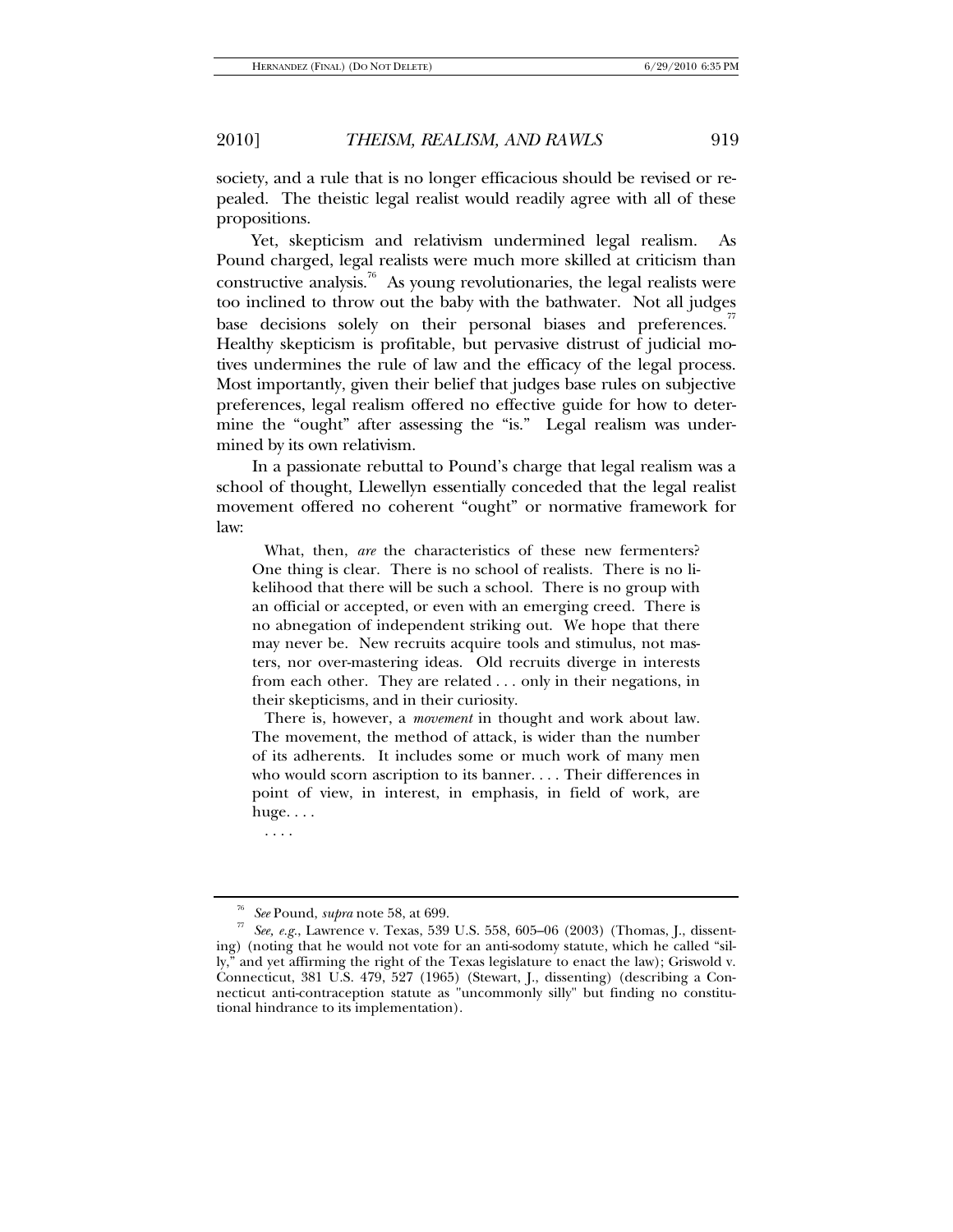society, and a rule that is no longer efficacious should be revised or repealed. The theistic legal realist would readily agree with all of these propositions.

Yet, skepticism and relativism undermined legal realism. As Pound charged, legal realists were much more skilled at criticism than constructive analysis.[76] As young revolutionaries, the legal realists were too inclined to throw out the baby with the bathwater. Not all judges base decisions solely on their personal biases and preferences.[77] Healthy skepticism is profitable, but pervasive distrust of judicial motives undermines the rule of law and the efficacy of the legal process. Most importantly, given their belief that judges base rules on subjective preferences, legal realism offered no effective guide for how to determine the "ought" after assessing the "is." Legal realism was undermined by its own relativism.

In a passionate rebuttal to Pound's charge that legal realism was a school of thought, Llewellyn essentially conceded that the legal realist movement offered no coherent "ought" or normative framework for law:

> What, then, *are* the characteristics of these new fermenters? One thing is clear. There is no school of realists. There is no likelihood that there will be such a school. There is no group with an official or accepted, or even with an emerging creed. There is no abnegation of independent striking out. We hope that there may never be. New recruits acquire tools and stimulus, not masters, nor over-mastering ideas. Old recruits diverge in interests from each other. They are related . . . only in their negations, in their skepticisms, and in their curiosity.
>
> There is, however, a *movement* in thought and work about law. The movement, the method of attack, is wider than the number of its adherents. It includes some or much work of many men who would scorn ascription to its banner. . . . Their differences in point of view, in interest, in emphasis, in field of work, are huge. . . .
>
> . . . .

---

[76] *See* Pound, *supra* note 58, at 699.

[77] *See, e.g.*, Lawrence v. Texas, 539 U.S. 558, 605–06 (2003) (Thomas, J., dissenting) (noting that he would not vote for an anti-sodomy statute, which he called "silly," and yet affirming the right of the Texas legislature to enact the law); Griswold v. Connecticut, 381 U.S. 479, 527 (1965) (Stewart, J., dissenting) (describing a Connecticut anti-contraception statute as "uncommonly silly" but finding no constitutional hindrance to its implementation).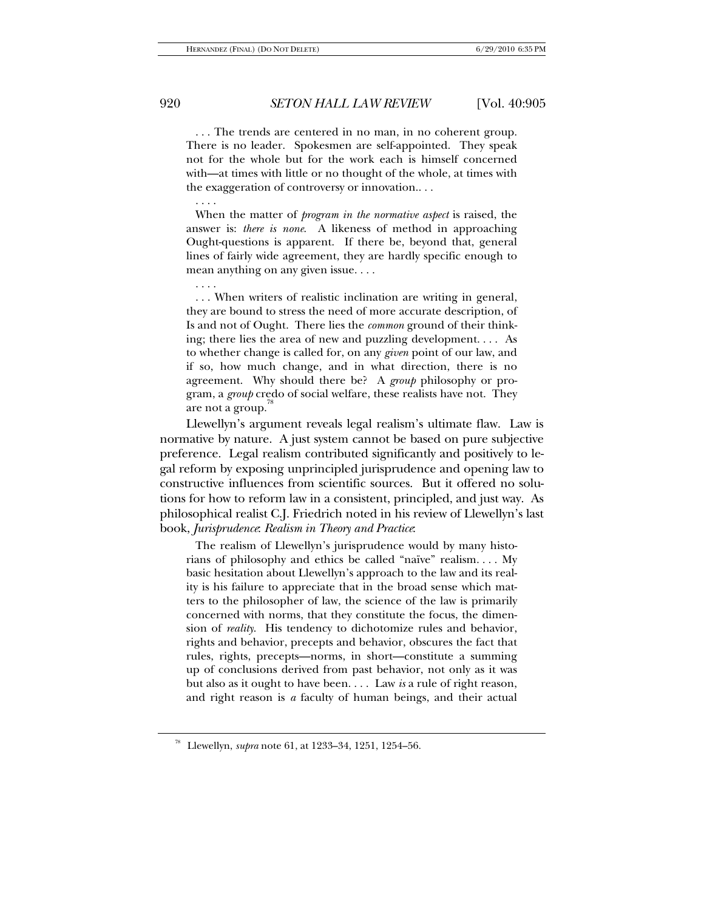> . . . The trends are centered in no man, in no coherent group. There is no leader. Spokesmen are self-appointed. They speak not for the whole but for the work each is himself concerned with—at times with little or no thought of the whole, at times with the exaggeration of controversy or innovation.. . .
>
> . . . .
>
> When the matter of *program in the normative aspect* is raised, the answer is: *there is none*. A likeness of method in approaching Ought-questions is apparent. If there be, beyond that, general lines of fairly wide agreement, they are hardly specific enough to mean anything on any given issue. . . .
>
> . . . .
>
> . . . When writers of realistic inclination are writing in general, they are bound to stress the need of more accurate description, of Is and not of Ought. There lies the *common* ground of their thinking; there lies the area of new and puzzling development. . . . As to whether change is called for, on any *given* point of our law, and if so, how much change, and in what direction, there is no agreement. Why should there be? A *group* philosophy or program, a *group* credo of social welfare, these realists have not. They are not a group.[78]

Llewellyn's argument reveals legal realism's ultimate flaw. Law is normative by nature. A just system cannot be based on pure subjective preference. Legal realism contributed significantly and positively to legal reform by exposing unprincipled jurisprudence and opening law to constructive influences from scientific sources. But it offered no solutions for how to reform law in a consistent, principled, and just way. As philosophical realist C.J. Friedrich noted in his review of Llewellyn's last book, *Jurisprudence*: *Realism in Theory and Practice*:

> The realism of Llewellyn's jurisprudence would by many historians of philosophy and ethics be called "naïve" realism. . . . My basic hesitation about Llewellyn's approach to the law and its reality is his failure to appreciate that in the broad sense which matters to the philosopher of law, the science of the law is primarily concerned with norms, that they constitute the focus, the dimension of *reality*. His tendency to dichotomize rules and behavior, rights and behavior, precepts and behavior, obscures the fact that rules, rights, precepts—norms, in short—constitute a summing up of conclusions derived from past behavior, not only as it was but also as it ought to have been. . . . Law *is* a rule of right reason, and right reason is *a* faculty of human beings, and their actual

[78] Llewellyn, *supra* note 61, at 1233–34, 1251, 1254–56.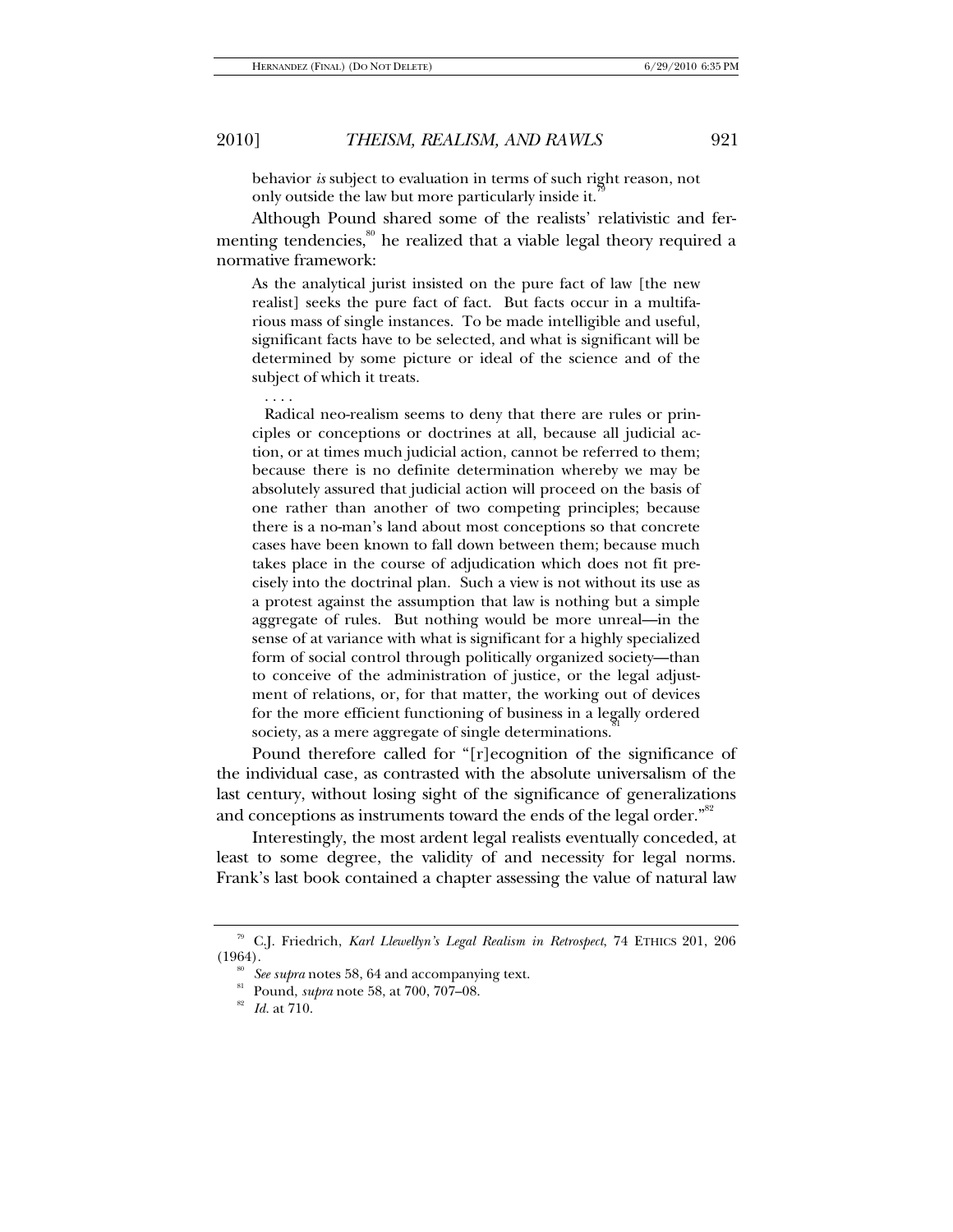> behavior *is* subject to evaluation in terms of such right reason, not only outside the law but more particularly inside it.[79]

Although Pound shared some of the realists' relativistic and fermenting tendencies,[80] he realized that a viable legal theory required a normative framework:

> As the analytical jurist insisted on the pure fact of law [the new realist] seeks the pure fact of fact. But facts occur in a multifarious mass of single instances. To be made intelligible and useful, significant facts have to be selected, and what is significant will be determined by some picture or ideal of the science and of the subject of which it treats.
>
> . . . .
>
> Radical neo-realism seems to deny that there are rules or principles or conceptions or doctrines at all, because all judicial action, or at times much judicial action, cannot be referred to them; because there is no definite determination whereby we may be absolutely assured that judicial action will proceed on the basis of one rather than another of two competing principles; because there is a no-man's land about most conceptions so that concrete cases have been known to fall down between them; because much takes place in the course of adjudication which does not fit precisely into the doctrinal plan. Such a view is not without its use as a protest against the assumption that law is nothing but a simple aggregate of rules. But nothing would be more unreal—in the sense of at variance with what is significant for a highly specialized form of social control through politically organized society—than to conceive of the administration of justice, or the legal adjustment of relations, or, for that matter, the working out of devices for the more efficient functioning of business in a legally ordered society, as a mere aggregate of single determinations.[81]

Pound therefore called for "[r]ecognition of the significance of the individual case, as contrasted with the absolute universalism of the last century, without losing sight of the significance of generalizations and conceptions as instruments toward the ends of the legal order."[82]

Interestingly, the most ardent legal realists eventually conceded, at least to some degree, the validity of and necessity for legal norms. Frank's last book contained a chapter assessing the value of natural law

---

[79] C.J. Friedrich, *Karl Llewellyn's Legal Realism in Retrospect*, 74 ETHICS 201, 206 (1964).

[80] *See supra* notes 58, 64 and accompanying text.

[81] Pound, *supra* note 58, at 700, 707–08.

[82] *Id.* at 710.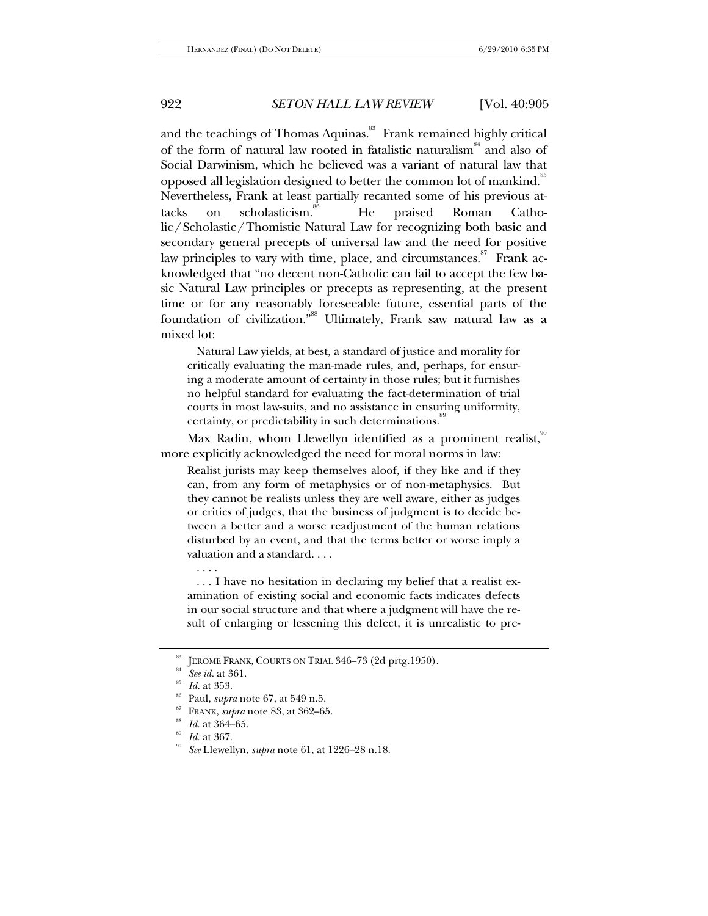and the teachings of Thomas Aquinas.[83] Frank remained highly critical of the form of natural law rooted in fatalistic naturalism[84] and also of Social Darwinism, which he believed was a variant of natural law that opposed all legislation designed to better the common lot of mankind.[85] Nevertheless, Frank at least partially recanted some of his previous attacks on scholasticism.[86] He praised Roman Catholic/Scholastic/Thomistic Natural Law for recognizing both basic and secondary general precepts of universal law and the need for positive law principles to vary with time, place, and circumstances.[87] Frank acknowledged that "no decent non-Catholic can fail to accept the few basic Natural Law principles or precepts as representing, at the present time or for any reasonably foreseeable future, essential parts of the foundation of civilization."[88] Ultimately, Frank saw natural law as a mixed lot:

> Natural Law yields, at best, a standard of justice and morality for critically evaluating the man-made rules, and, perhaps, for ensuring a moderate amount of certainty in those rules; but it furnishes no helpful standard for evaluating the fact-determination of trial courts in most law-suits, and no assistance in ensuring uniformity, certainty, or predictability in such determinations.[89]

Max Radin, whom Llewellyn identified as a prominent realist,[90] more explicitly acknowledged the need for moral norms in law:

> Realist jurists may keep themselves aloof, if they like and if they can, from any form of metaphysics or of non-metaphysics. But they cannot be realists unless they are well aware, either as judges or critics of judges, that the business of judgment is to decide between a better and a worse readjustment of the human relations disturbed by an event, and that the terms better or worse imply a valuation and a standard. . . .
>
> . . . .
>
> . . . I have no hesitation in declaring my belief that a realist examination of existing social and economic facts indicates defects in our social structure and that where a judgment will have the result of enlarging or lessening this defect, it is unrealistic to pre-

---

[83] JEROME FRANK, COURTS ON TRIAL 346–73 (2d prtg.1950).

[84] *See id.* at 361.

[85] *Id.* at 353.

[86] Paul, *supra* note 67, at 549 n.5.

[87] FRANK, *supra* note 83, at 362–65.

[88] *Id.* at 364–65.

[89] *Id.* at 367.

[90] *See* Llewellyn, *supra* note 61, at 1226–28 n.18.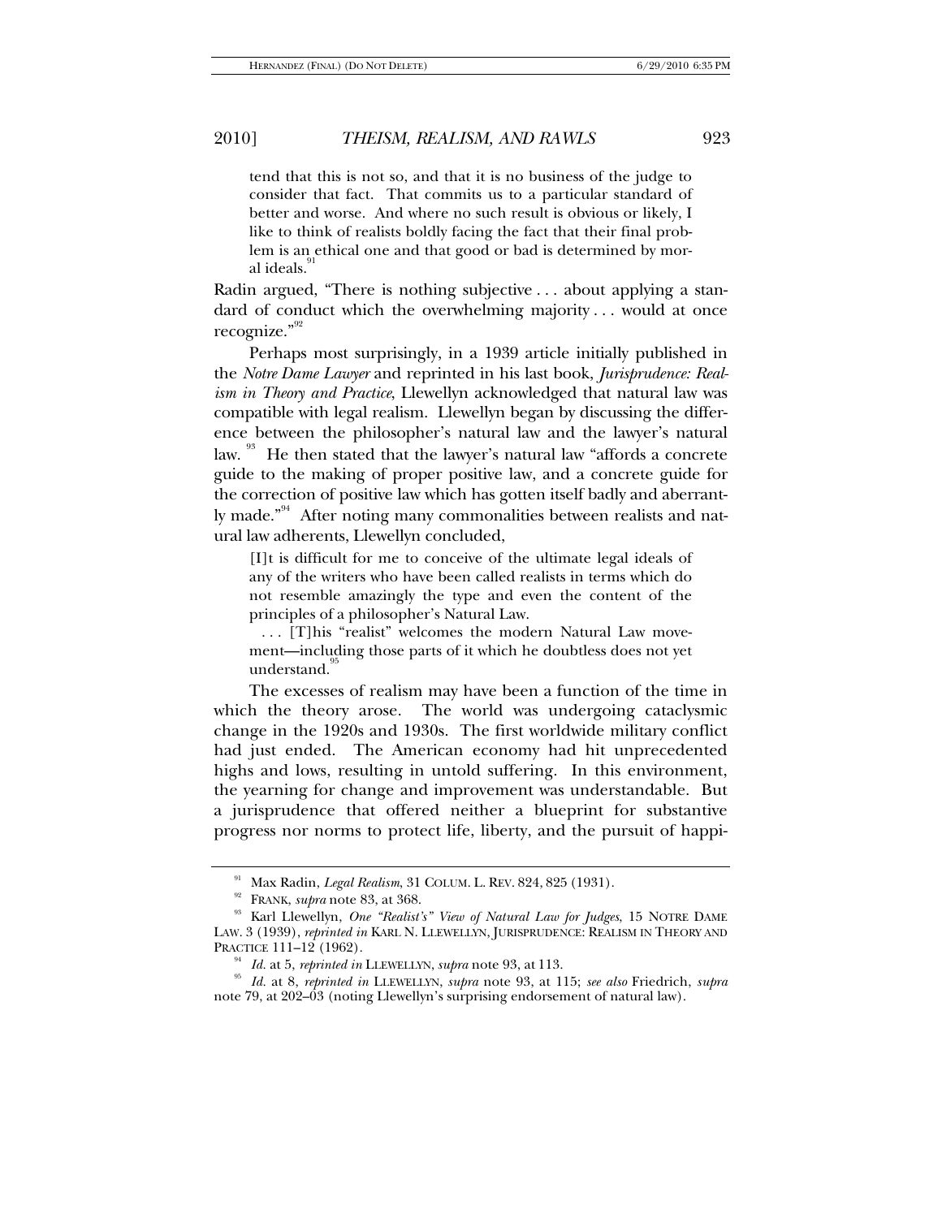tend that this is not so, and that it is no business of the judge to consider that fact. That commits us to a particular standard of better and worse. And where no such result is obvious or likely, I like to think of realists boldly facing the fact that their final problem is an ethical one and that good or bad is determined by moral ideals.[91]

Radin argued, "There is nothing subjective . . . about applying a standard of conduct which the overwhelming majority . . . would at once recognize."[92]

Perhaps most surprisingly, in a 1939 article initially published in the *Notre Dame Lawyer* and reprinted in his last book, *Jurisprudence: Realism in Theory and Practice*, Llewellyn acknowledged that natural law was compatible with legal realism. Llewellyn began by discussing the difference between the philosopher's natural law and the lawyer's natural law.[93] He then stated that the lawyer's natural law "affords a concrete guide to the making of proper positive law, and a concrete guide for the correction of positive law which has gotten itself badly and aberrantly made."[94] After noting many commonalities between realists and natural law adherents, Llewellyn concluded,

> [I]t is difficult for me to conceive of the ultimate legal ideals of any of the writers who have been called realists in terms which do not resemble amazingly the type and even the content of the principles of a philosopher's Natural Law.
>
> . . . [T]his "realist" welcomes the modern Natural Law movement—including those parts of it which he doubtless does not yet understand.[95]

The excesses of realism may have been a function of the time in which the theory arose. The world was undergoing cataclysmic change in the 1920s and 1930s. The first worldwide military conflict had just ended. The American economy had hit unprecedented highs and lows, resulting in untold suffering. In this environment, the yearning for change and improvement was understandable. But a jurisprudence that offered neither a blueprint for substantive progress nor norms to protect life, liberty, and the pursuit of happi-

---

[91] Max Radin, *Legal Realism*, 31 COLUM. L. REV. 824, 825 (1931).

[92] FRANK, *supra* note 83, at 368.

[93] Karl Llewellyn, *One "Realist's" View of Natural Law for Judges*, 15 NOTRE DAME LAW. 3 (1939), *reprinted in* KARL N. LLEWELLYN, JURISPRUDENCE: REALISM IN THEORY AND PRACTICE 111–12 (1962).

[94] *Id.* at 5, *reprinted in* LLEWELLYN, *supra* note 93, at 113.

[95] *Id.* at 8, *reprinted in* LLEWELLYN, *supra* note 93, at 115; *see also* Friedrich, *supra* note 79, at 202–03 (noting Llewellyn's surprising endorsement of natural law).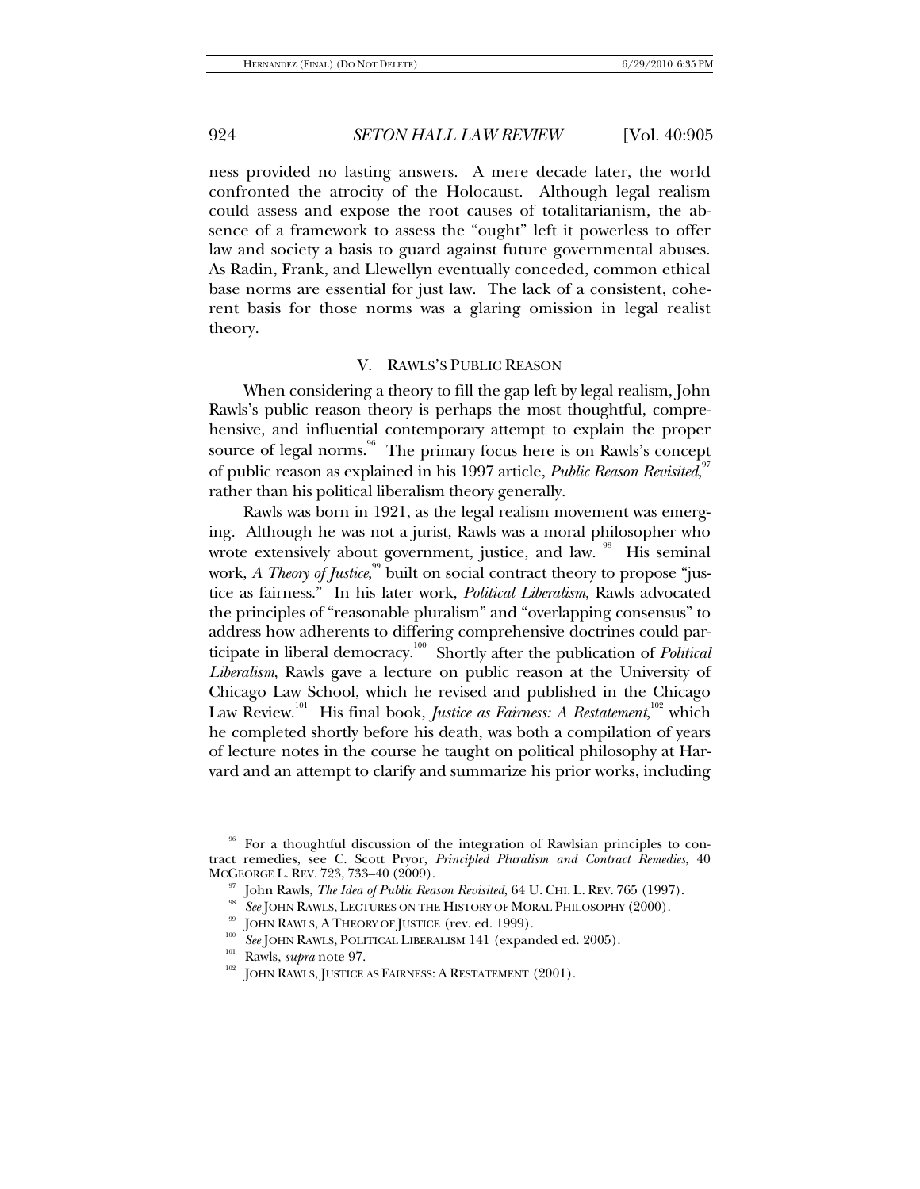ness provided no lasting answers. A mere decade later, the world confronted the atrocity of the Holocaust. Although legal realism could assess and expose the root causes of totalitarianism, the absence of a framework to assess the "ought" left it powerless to offer law and society a basis to guard against future governmental abuses. As Radin, Frank, and Llewellyn eventually conceded, common ethical base norms are essential for just law. The lack of a consistent, coherent basis for those norms was a glaring omission in legal realist theory.

## V. RAWLS'S PUBLIC REASON

When considering a theory to fill the gap left by legal realism, John Rawls's public reason theory is perhaps the most thoughtful, comprehensive, and influential contemporary attempt to explain the proper source of legal norms.[96] The primary focus here is on Rawls's concept of public reason as explained in his 1997 article, *Public Reason Revisited*,[97] rather than his political liberalism theory generally.

Rawls was born in 1921, as the legal realism movement was emerging. Although he was not a jurist, Rawls was a moral philosopher who wrote extensively about government, justice, and law.[98] His seminal work, *A Theory of Justice*,[99] built on social contract theory to propose "justice as fairness." In his later work, *Political Liberalism*, Rawls advocated the principles of "reasonable pluralism" and "overlapping consensus" to address how adherents to differing comprehensive doctrines could participate in liberal democracy.[100] Shortly after the publication of *Political Liberalism*, Rawls gave a lecture on public reason at the University of Chicago Law School, which he revised and published in the Chicago Law Review.[101] His final book, *Justice as Fairness: A Restatement*,[102] which he completed shortly before his death, was both a compilation of years of lecture notes in the course he taught on political philosophy at Harvard and an attempt to clarify and summarize his prior works, including

---

[96] For a thoughtful discussion of the integration of Rawlsian principles to contract remedies, see C. Scott Pryor, *Principled Pluralism and Contract Remedies*, 40 McGEORGE L. REV. 723, 733–40 (2009).

[97] John Rawls, *The Idea of Public Reason Revisited*, 64 U. CHI. L. REV. 765 (1997).

[98] *See* JOHN RAWLS, LECTURES ON THE HISTORY OF MORAL PHILOSOPHY (2000).

[99] JOHN RAWLS, A THEORY OF JUSTICE (rev. ed. 1999).

[100] *See* JOHN RAWLS, POLITICAL LIBERALISM 141 (expanded ed. 2005).

[101] Rawls, *supra* note 97.

[102] JOHN RAWLS, JUSTICE AS FAIRNESS: A RESTATEMENT (2001).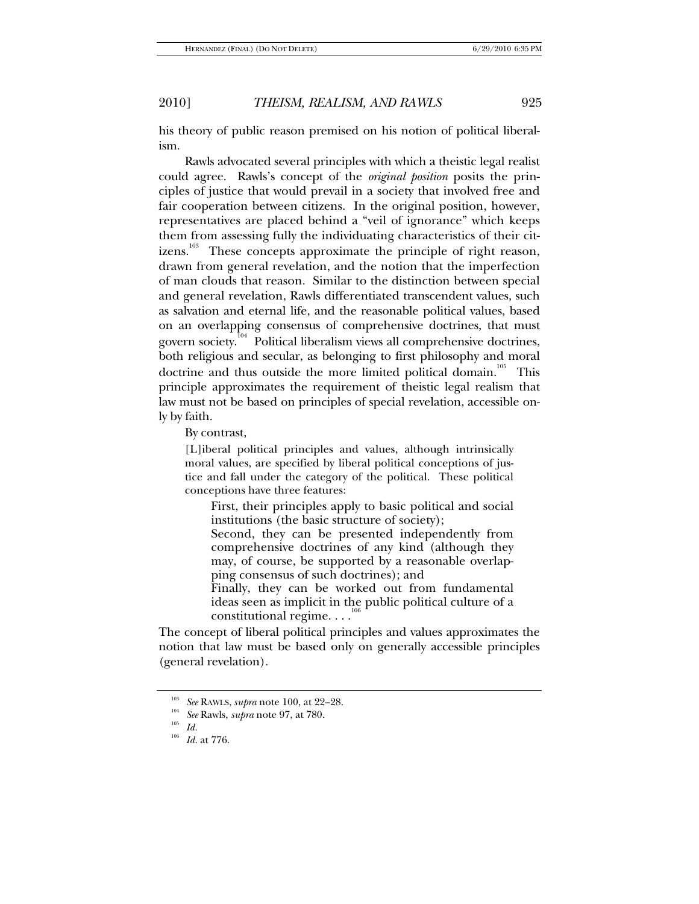his theory of public reason premised on his notion of political liberalism.

Rawls advocated several principles with which a theistic legal realist could agree. Rawls's concept of the *original position* posits the principles of justice that would prevail in a society that involved free and fair cooperation between citizens. In the original position, however, representatives are placed behind a "veil of ignorance" which keeps them from assessing fully the individuating characteristics of their citizens.[103] These concepts approximate the principle of right reason, drawn from general revelation, and the notion that the imperfection of man clouds that reason. Similar to the distinction between special and general revelation, Rawls differentiated transcendent values, such as salvation and eternal life, and the reasonable political values, based on an overlapping consensus of comprehensive doctrines, that must govern society.[104] Political liberalism views all comprehensive doctrines, both religious and secular, as belonging to first philosophy and moral doctrine and thus outside the more limited political domain.[105] This principle approximates the requirement of theistic legal realism that law must not be based on principles of special revelation, accessible only by faith.

By contrast,

> [L]iberal political principles and values, although intrinsically moral values, are specified by liberal political conceptions of justice and fall under the category of the political. These political conceptions have three features:
>
> > First, their principles apply to basic political and social institutions (the basic structure of society);
> >
> > Second, they can be presented independently from comprehensive doctrines of any kind (although they may, of course, be supported by a reasonable overlapping consensus of such doctrines); and
> >
> > Finally, they can be worked out from fundamental ideas seen as implicit in the public political culture of a constitutional regime. . . .[106]

The concept of liberal political principles and values approximates the notion that law must be based only on generally accessible principles (general revelation).

---

[103] *See* RAWLS, *supra* note 100, at 22–28.

[104] *See* Rawls, *supra* note 97, at 780.

[105] *Id.*

[106] *Id.* at 776.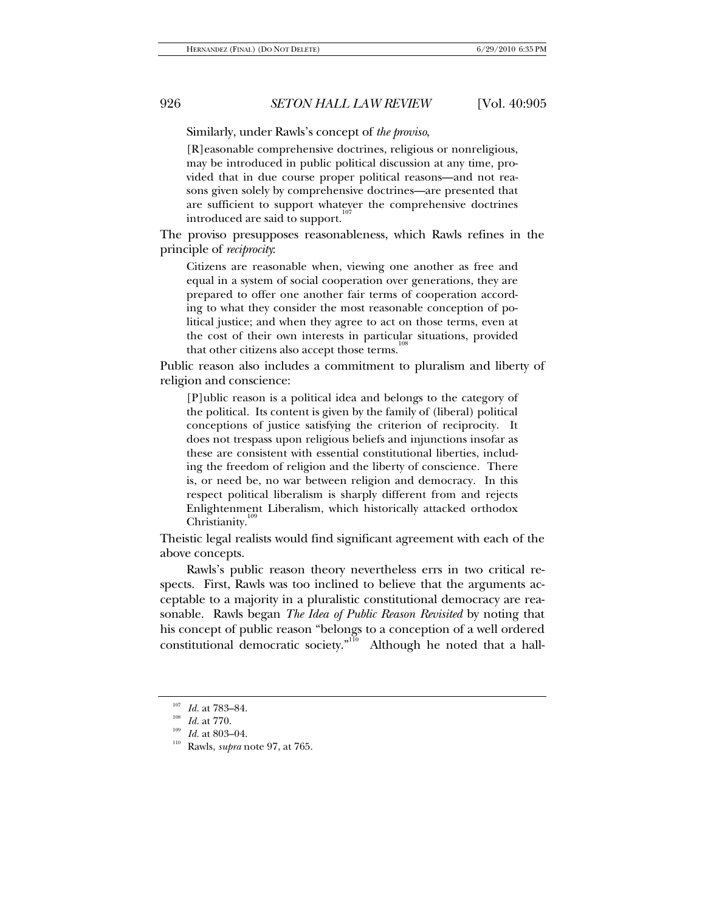Similarly, under Rawls's concept of *the proviso*,

> [R]easonable comprehensive doctrines, religious or nonreligious, may be introduced in public political discussion at any time, provided that in due course proper political reasons—and not reasons given solely by comprehensive doctrines—are presented that are sufficient to support whatever the comprehensive doctrines introduced are said to support.[107]

The proviso presupposes reasonableness, which Rawls refines in the principle of *reciprocity*:

> Citizens are reasonable when, viewing one another as free and equal in a system of social cooperation over generations, they are prepared to offer one another fair terms of cooperation according to what they consider the most reasonable conception of political justice; and when they agree to act on those terms, even at the cost of their own interests in particular situations, provided that other citizens also accept those terms.[108]

Public reason also includes a commitment to pluralism and liberty of religion and conscience:

> [P]ublic reason is a political idea and belongs to the category of the political. Its content is given by the family of (liberal) political conceptions of justice satisfying the criterion of reciprocity. It does not trespass upon religious beliefs and injunctions insofar as these are consistent with essential constitutional liberties, including the freedom of religion and the liberty of conscience. There is, or need be, no war between religion and democracy. In this respect political liberalism is sharply different from and rejects Enlightenment Liberalism, which historically attacked orthodox Christianity.[109]

Theistic legal realists would find significant agreement with each of the above concepts.

Rawls's public reason theory nevertheless errs in two critical respects. First, Rawls was too inclined to believe that the arguments acceptable to a majority in a pluralistic constitutional democracy are reasonable. Rawls began *The Idea of Public Reason Revisited* by noting that his concept of public reason "belongs to a conception of a well ordered constitutional democratic society."[110] Although he noted that a hall-

---

[107] *Id.* at 783–84.

[108] *Id.* at 770.

[109] *Id.* at 803–04.

[110] Rawls, *supra* note 97, at 765.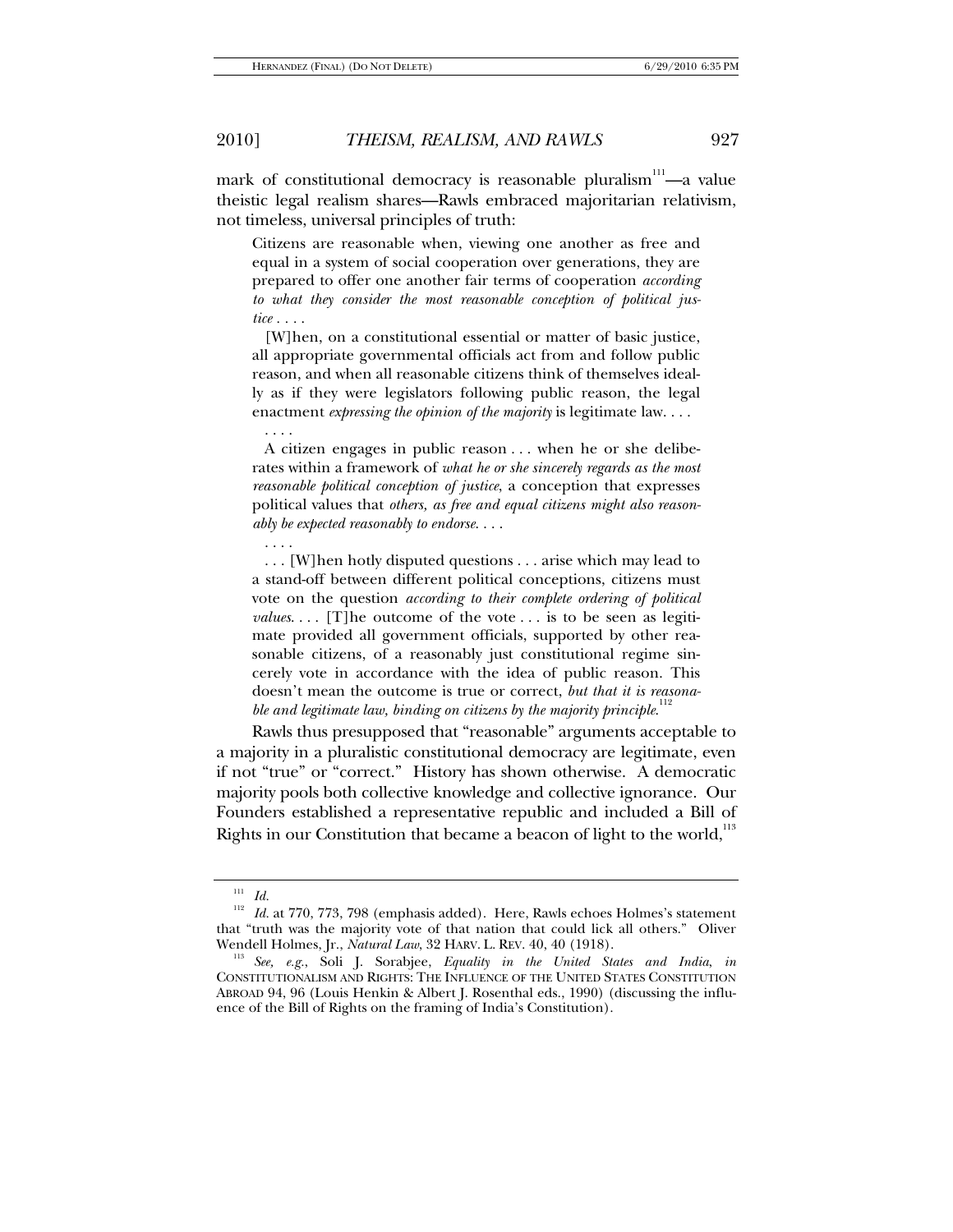mark of constitutional democracy is reasonable pluralism[111]—a value theistic legal realism shares—Rawls embraced majoritarian relativism, not timeless, universal principles of truth:

> Citizens are reasonable when, viewing one another as free and equal in a system of social cooperation over generations, they are prepared to offer one another fair terms of cooperation *according to what they consider the most reasonable conception of political justice* . . . .
>
> [W]hen, on a constitutional essential or matter of basic justice, all appropriate governmental officials act from and follow public reason, and when all reasonable citizens think of themselves ideally as if they were legislators following public reason, the legal enactment *expressing the opinion of the majority* is legitimate law. . . .
>
> . . . .
>
> A citizen engages in public reason . . . when he or she deliberates within a framework of *what he or she sincerely regards as the most reasonable political conception of justice*, a conception that expresses political values that *others, as free and equal citizens might also reasonably be expected reasonably to endorse*. . . .
>
> . . . .
>
> . . . [W]hen hotly disputed questions . . . arise which may lead to a stand-off between different political conceptions, citizens must vote on the question *according to their complete ordering of political values*. . . . [T]he outcome of the vote . . . is to be seen as legitimate provided all government officials, supported by other reasonable citizens, of a reasonably just constitutional regime sincerely vote in accordance with the idea of public reason. This doesn't mean the outcome is true or correct, *but that it is reasonable and legitimate law, binding on citizens by the majority principle*.[112]

Rawls thus presupposed that "reasonable" arguments acceptable to a majority in a pluralistic constitutional democracy are legitimate, even if not "true" or "correct." History has shown otherwise. A democratic majority pools both collective knowledge and collective ignorance. Our Founders established a representative republic and included a Bill of Rights in our Constitution that became a beacon of light to the world,[113]

---

[111] *Id.*

[112] *Id.* at 770, 773, 798 (emphasis added). Here, Rawls echoes Holmes's statement that "truth was the majority vote of that nation that could lick all others." Oliver Wendell Holmes, Jr., *Natural Law*, 32 HARV. L. REV. 40, 40 (1918).

[113] *See, e.g.*, Soli J. Sorabjee, *Equality in the United States and India*, *in* CONSTITUTIONALISM AND RIGHTS: THE INFLUENCE OF THE UNITED STATES CONSTITUTION ABROAD 94, 96 (Louis Henkin & Albert J. Rosenthal eds., 1990) (discussing the influence of the Bill of Rights on the framing of India's Constitution).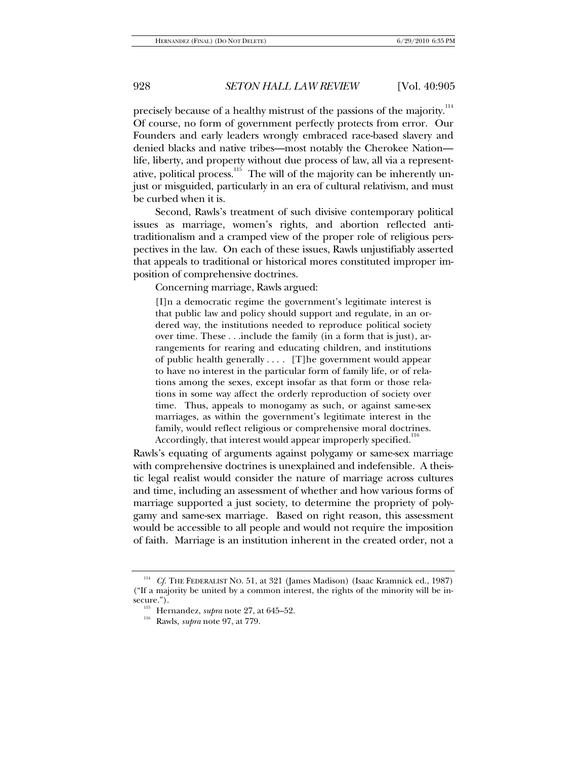precisely because of a healthy mistrust of the passions of the majority.[114] Of course, no form of government perfectly protects from error. Our Founders and early leaders wrongly embraced race-based slavery and denied blacks and native tribes—most notably the Cherokee Nation—life, liberty, and property without due process of law, all via a representative, political process.[115] The will of the majority can be inherently unjust or misguided, particularly in an era of cultural relativism, and must be curbed when it is.

Second, Rawls's treatment of such divisive contemporary political issues as marriage, women's rights, and abortion reflected anti-traditionalism and a cramped view of the proper role of religious perspectives in the law. On each of these issues, Rawls unjustifiably asserted that appeals to traditional or historical mores constituted improper imposition of comprehensive doctrines.

Concerning marriage, Rawls argued:

> [I]n a democratic regime the government's legitimate interest is that public law and policy should support and regulate, in an ordered way, the institutions needed to reproduce political society over time. These . . .include the family (in a form that is just), arrangements for rearing and educating children, and institutions of public health generally . . . . [T]he government would appear to have no interest in the particular form of family life, or of relations among the sexes, except insofar as that form or those relations in some way affect the orderly reproduction of society over time. Thus, appeals to monogamy as such, or against same-sex marriages, as within the government's legitimate interest in the family, would reflect religious or comprehensive moral doctrines. Accordingly, that interest would appear improperly specified.[116]

Rawls's equating of arguments against polygamy or same-sex marriage with comprehensive doctrines is unexplained and indefensible. A theistic legal realist would consider the nature of marriage across cultures and time, including an assessment of whether and how various forms of marriage supported a just society, to determine the propriety of polygamy and same-sex marriage. Based on right reason, this assessment would be accessible to all people and would not require the imposition of faith. Marriage is an institution inherent in the created order, not a

---

[114] *Cf.* THE FEDERALIST NO. 51, at 321 (James Madison) (Isaac Kramnick ed., 1987) ("If a majority be united by a common interest, the rights of the minority will be insecure.").

[115] Hernandez, *supra* note 27, at 645–52.

[116] Rawls, *supra* note 97, at 779.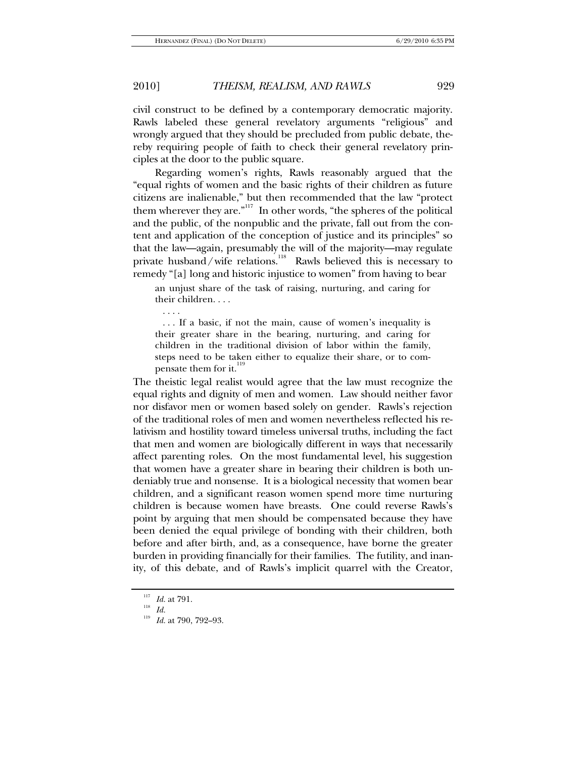civil construct to be defined by a contemporary democratic majority. Rawls labeled these general revelatory arguments "religious" and wrongly argued that they should be precluded from public debate, thereby requiring people of faith to check their general revelatory principles at the door to the public square.

Regarding women's rights, Rawls reasonably argued that the "equal rights of women and the basic rights of their children as future citizens are inalienable," but then recommended that the law "protect them wherever they are."[117] In other words, "the spheres of the political and the public, of the nonpublic and the private, fall out from the content and application of the conception of justice and its principles" so that the law—again, presumably the will of the majority—may regulate private husband/wife relations.[118] Rawls believed this is necessary to remedy "[a] long and historic injustice to women" from having to bear

> an unjust share of the task of raising, nurturing, and caring for their children. . . .
>
> . . . .
>
> . . . If a basic, if not the main, cause of women's inequality is their greater share in the bearing, nurturing, and caring for children in the traditional division of labor within the family, steps need to be taken either to equalize their share, or to compensate them for it.[119]

The theistic legal realist would agree that the law must recognize the equal rights and dignity of men and women. Law should neither favor nor disfavor men or women based solely on gender. Rawls's rejection of the traditional roles of men and women nevertheless reflected his relativism and hostility toward timeless universal truths, including the fact that men and women are biologically different in ways that necessarily affect parenting roles. On the most fundamental level, his suggestion that women have a greater share in bearing their children is both undeniably true and nonsense. It is a biological necessity that women bear children, and a significant reason women spend more time nurturing children is because women have breasts. One could reverse Rawls's point by arguing that men should be compensated because they have been denied the equal privilege of bonding with their children, both before and after birth, and, as a consequence, have borne the greater burden in providing financially for their families. The futility, and inanity, of this debate, and of Rawls's implicit quarrel with the Creator,

---

[117] *Id.* at 791.

[118] *Id.*

[119] *Id.* at 790, 792–93.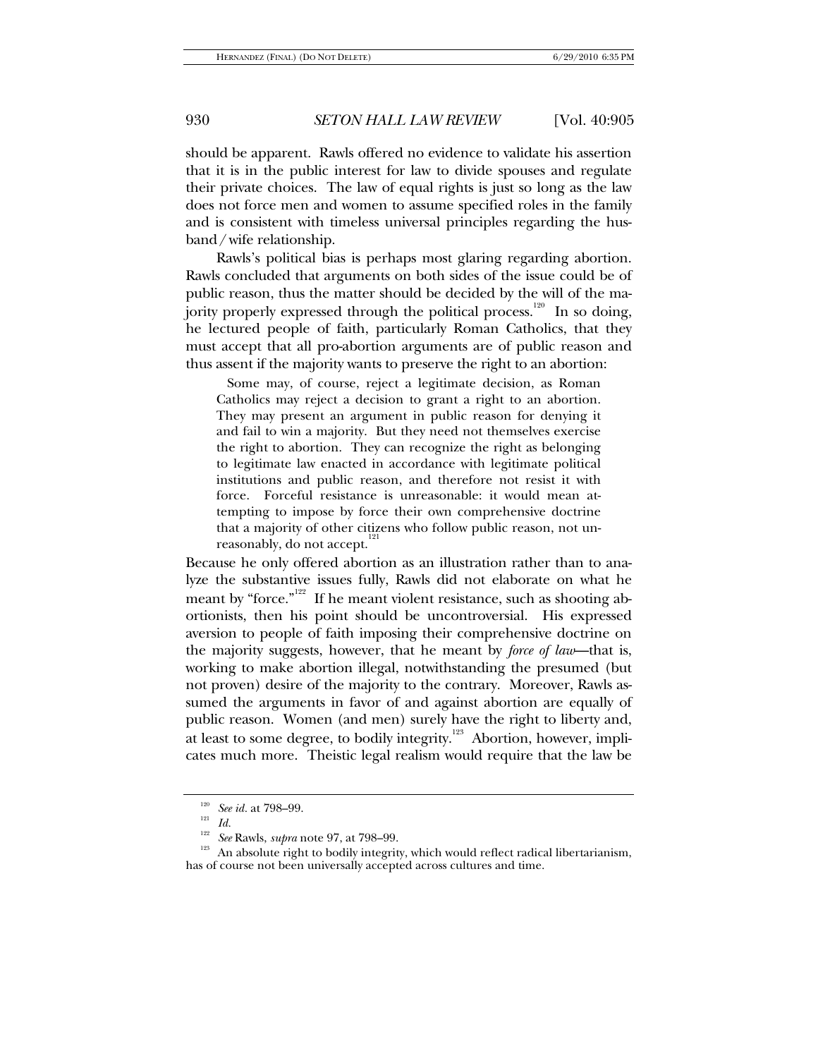should be apparent. Rawls offered no evidence to validate his assertion that it is in the public interest for law to divide spouses and regulate their private choices. The law of equal rights is just so long as the law does not force men and women to assume specified roles in the family and is consistent with timeless universal principles regarding the husband/wife relationship.

Rawls's political bias is perhaps most glaring regarding abortion. Rawls concluded that arguments on both sides of the issue could be of public reason, thus the matter should be decided by the will of the majority properly expressed through the political process.[120] In so doing, he lectured people of faith, particularly Roman Catholics, that they must accept that all pro-abortion arguments are of public reason and thus assent if the majority wants to preserve the right to an abortion:

> Some may, of course, reject a legitimate decision, as Roman Catholics may reject a decision to grant a right to an abortion. They may present an argument in public reason for denying it and fail to win a majority. But they need not themselves exercise the right to abortion. They can recognize the right as belonging to legitimate law enacted in accordance with legitimate political institutions and public reason, and therefore not resist it with force. Forceful resistance is unreasonable: it would mean attempting to impose by force their own comprehensive doctrine that a majority of other citizens who follow public reason, not unreasonably, do not accept.[121]

Because he only offered abortion as an illustration rather than to analyze the substantive issues fully, Rawls did not elaborate on what he meant by "force."[122] If he meant violent resistance, such as shooting abortionists, then his point should be uncontroversial. His expressed aversion to people of faith imposing their comprehensive doctrine on the majority suggests, however, that he meant by *force of law*—that is, working to make abortion illegal, notwithstanding the presumed (but not proven) desire of the majority to the contrary. Moreover, Rawls assumed the arguments in favor of and against abortion are equally of public reason. Women (and men) surely have the right to liberty and, at least to some degree, to bodily integrity.[123] Abortion, however, implicates much more. Theistic legal realism would require that the law be

---

[120] *See id.* at 798–99.

[121] *Id.*

[122] *See* Rawls, *supra* note 97, at 798–99.

[123] An absolute right to bodily integrity, which would reflect radical libertarianism, has of course not been universally accepted across cultures and time.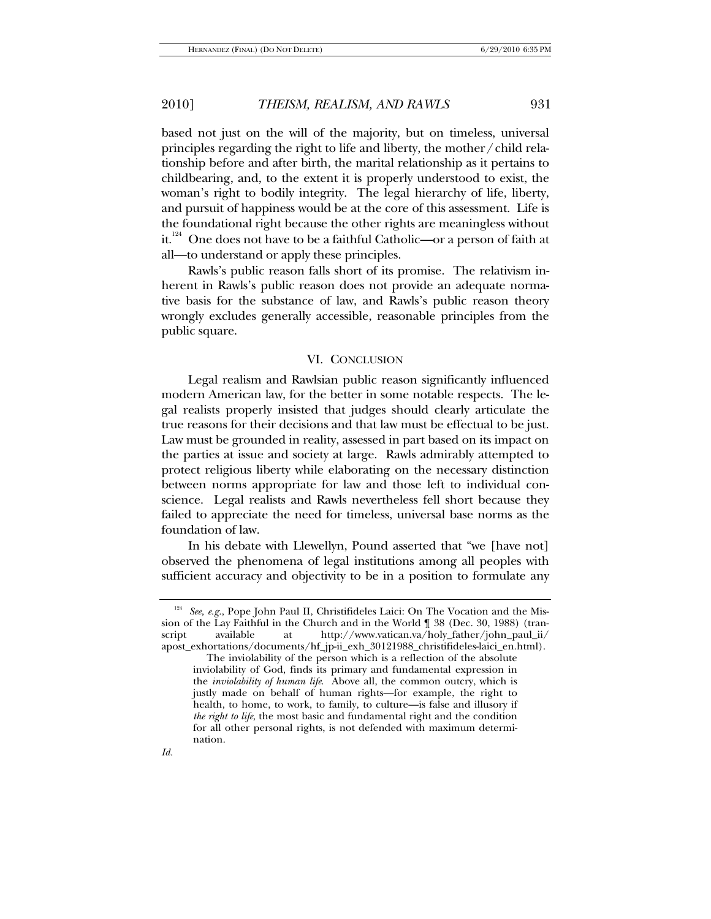based not just on the will of the majority, but on timeless, universal principles regarding the right to life and liberty, the mother / child relationship before and after birth, the marital relationship as it pertains to childbearing, and, to the extent it is properly understood to exist, the woman's right to bodily integrity. The legal hierarchy of life, liberty, and pursuit of happiness would be at the core of this assessment. Life is the foundational right because the other rights are meaningless without it.[124] One does not have to be a faithful Catholic—or a person of faith at all—to understand or apply these principles.

Rawls's public reason falls short of its promise. The relativism inherent in Rawls's public reason does not provide an adequate normative basis for the substance of law, and Rawls's public reason theory wrongly excludes generally accessible, reasonable principles from the public square.

## VI. CONCLUSION

Legal realism and Rawlsian public reason significantly influenced modern American law, for the better in some notable respects. The legal realists properly insisted that judges should clearly articulate the true reasons for their decisions and that law must be effectual to be just. Law must be grounded in reality, assessed in part based on its impact on the parties at issue and society at large. Rawls admirably attempted to protect religious liberty while elaborating on the necessary distinction between norms appropriate for law and those left to individual conscience. Legal realists and Rawls nevertheless fell short because they failed to appreciate the need for timeless, universal base norms as the foundation of law.

In his debate with Llewellyn, Pound asserted that "we [have not] observed the phenomena of legal institutions among all peoples with sufficient accuracy and objectivity to be in a position to formulate any

---

[124] *See, e.g.*, Pope John Paul II, Christifideles Laici: On The Vocation and the Mission of the Lay Faithful in the Church and in the World ¶ 38 (Dec. 30, 1988) (transcript available at http://www.vatican.va/holy_father/john_paul_ii/apost_exhortations/documents/hf_jp-ii_exh_30121988_christifideles-laici_en.html).

> The inviolability of the person which is a reflection of the absolute inviolability of God, finds its primary and fundamental expression in the *inviolability of human life*. Above all, the common outcry, which is justly made on behalf of human rights—for example, the right to health, to home, to work, to family, to culture—is false and illusory if *the right to life*, the most basic and fundamental right and the condition for all other personal rights, is not defended with maximum determination.

*Id.*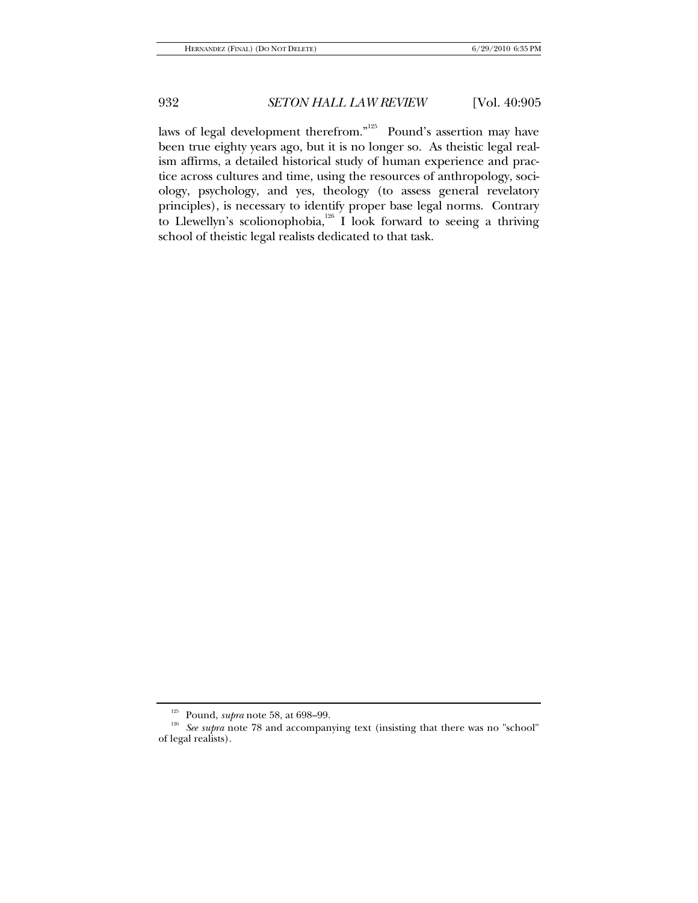laws of legal development therefrom."[125] Pound's assertion may have been true eighty years ago, but it is no longer so. As theistic legal realism affirms, a detailed historical study of human experience and practice across cultures and time, using the resources of anthropology, sociology, psychology, and yes, theology (to assess general revelatory principles), is necessary to identify proper base legal norms. Contrary to Llewellyn's scolionophobia,[126] I look forward to seeing a thriving school of theistic legal realists dedicated to that task.

---

[125] Pound, *supra* note 58, at 698–99.

[126] *See supra* note 78 and accompanying text (insisting that there was no "school" of legal realists).